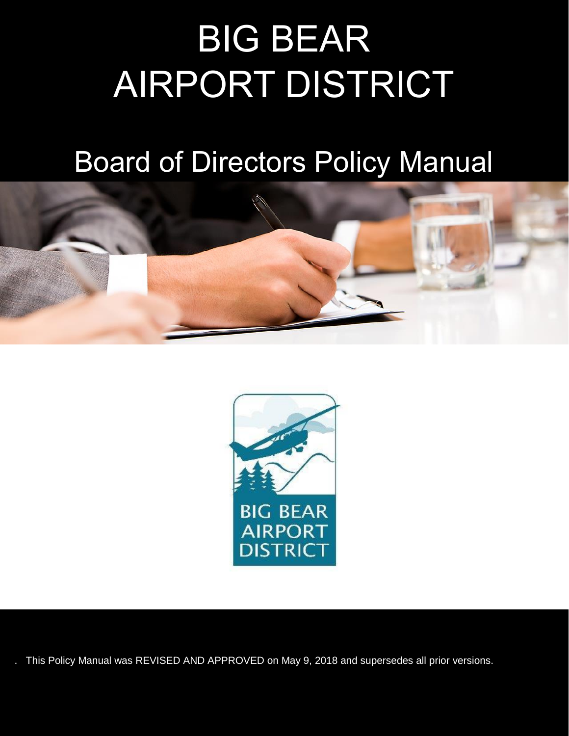# BIG BEAR AIRPORT DISTRICT

## Board of Directors Policy Manual

This Policy Manual was REVISED AND APPROVED on May 9, 2018 and supersedes all prior versions.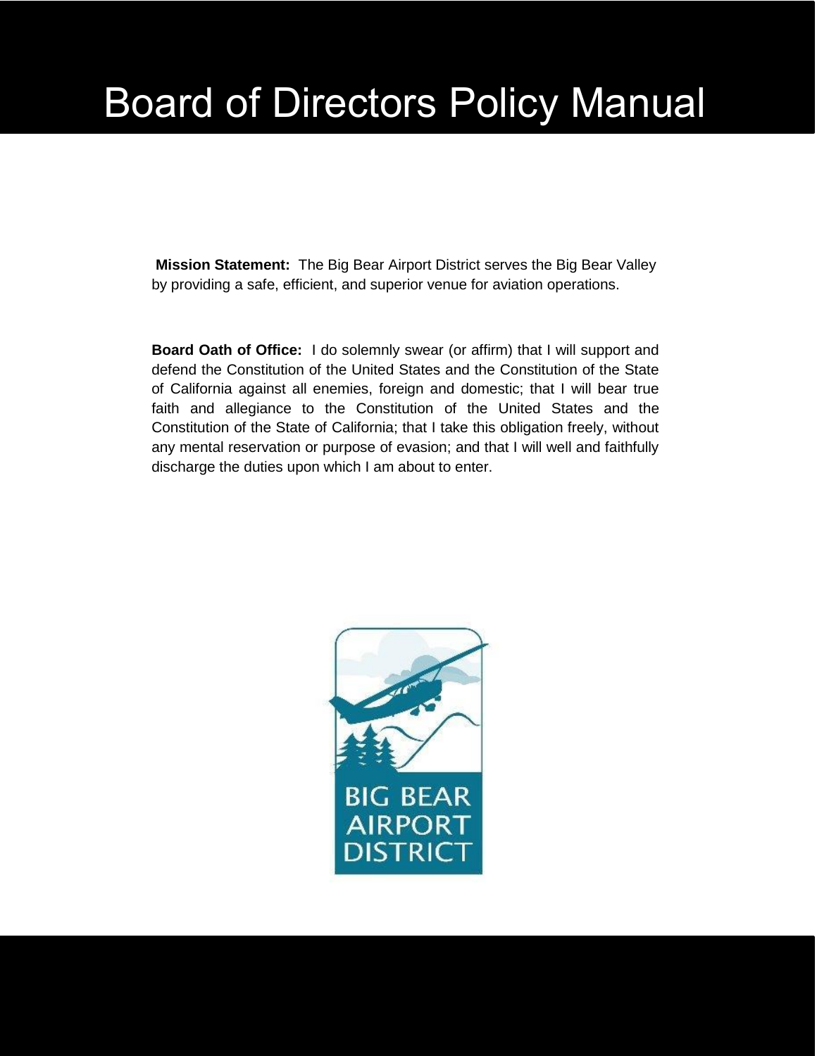# Board of Directors Policy Manual

**Mission Statement:** The Big Bear Airport District serves the Big Bear Valley by providing a safe, efficient, and superior venue for aviation operations.

**Board Oath of Office:** I do solemnly swear (or affirm) that I will support and defend the Constitution of the United States and the Constitution of the State of California against all enemies, foreign and domestic; that I will bear true faith and allegiance to the Constitution of the United States and the Constitution of the State of California; that I take this obligation freely, without any mental reservation or purpose of evasion; and that I will well and faithfully discharge the duties upon which I am about to enter.

BIG BEAR AIRPORT DISTRICT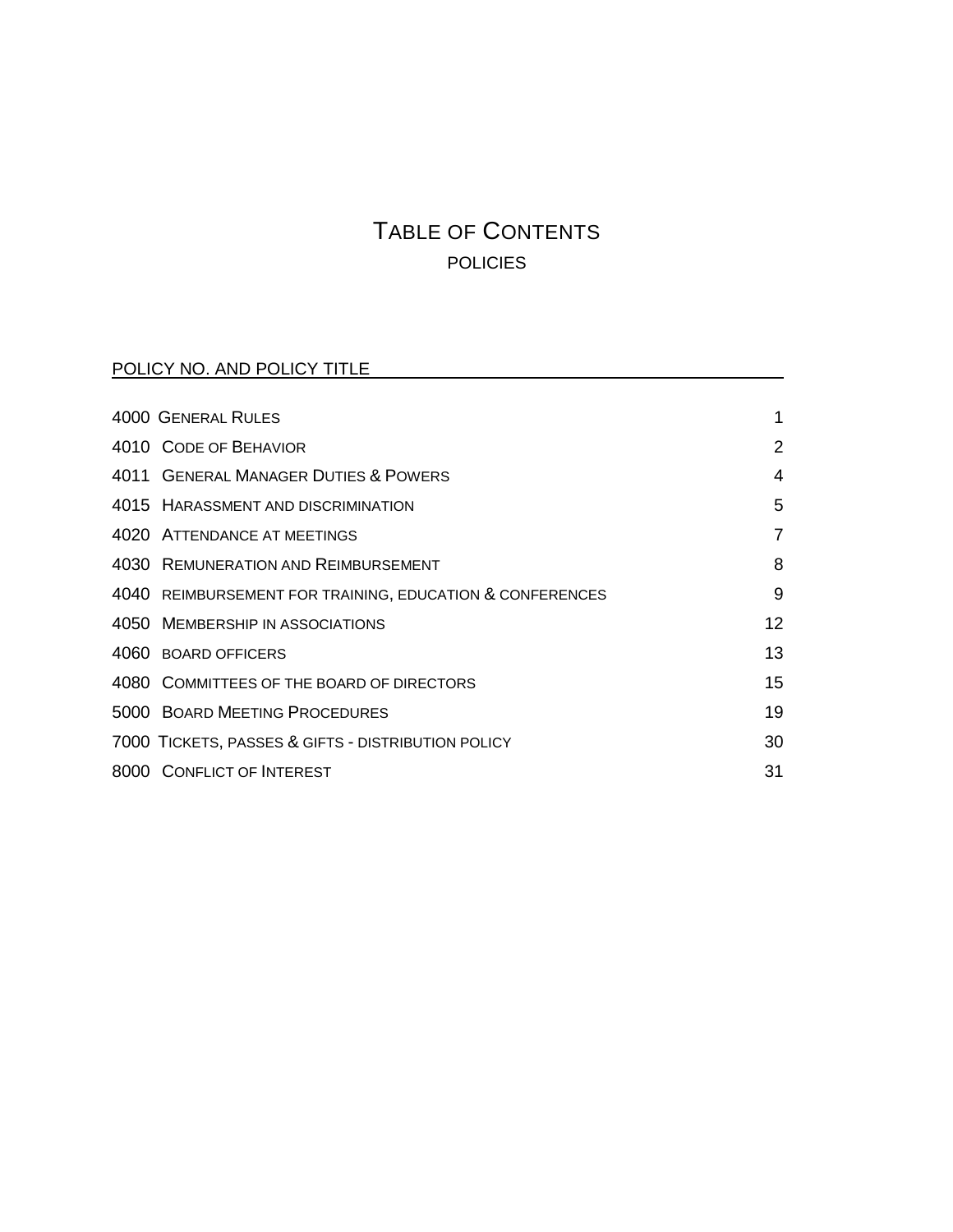# TABLE OF CONTENTS

## POLICIES

| POLICY NO. AND POLICY TITLE | |
|---|---|
| 4000 GENERAL RULES | 1 |
| 4010 CODE OF BEHAVIOR | 2 |
| 4011 GENERAL MANAGER DUTIES & POWERS | 4 |
| 4015 HARASSMENT AND DISCRIMINATION | 5 |
| 4020 ATTENDANCE AT MEETINGS | 7 |
| 4030 REMUNERATION AND REIMBURSEMENT | 8 |
| 4040 REIMBURSEMENT FOR TRAINING, EDUCATION & CONFERENCES | 9 |
| 4050 MEMBERSHIP IN ASSOCIATIONS | 12 |
| 4060 BOARD OFFICERS | 13 |
| 4080 COMMITTEES OF THE BOARD OF DIRECTORS | 15 |
| 5000 BOARD MEETING PROCEDURES | 19 |
| 7000 TICKETS, PASSES & GIFTS - DISTRIBUTION POLICY | 30 |
| 8000 CONFLICT OF INTEREST | 31 |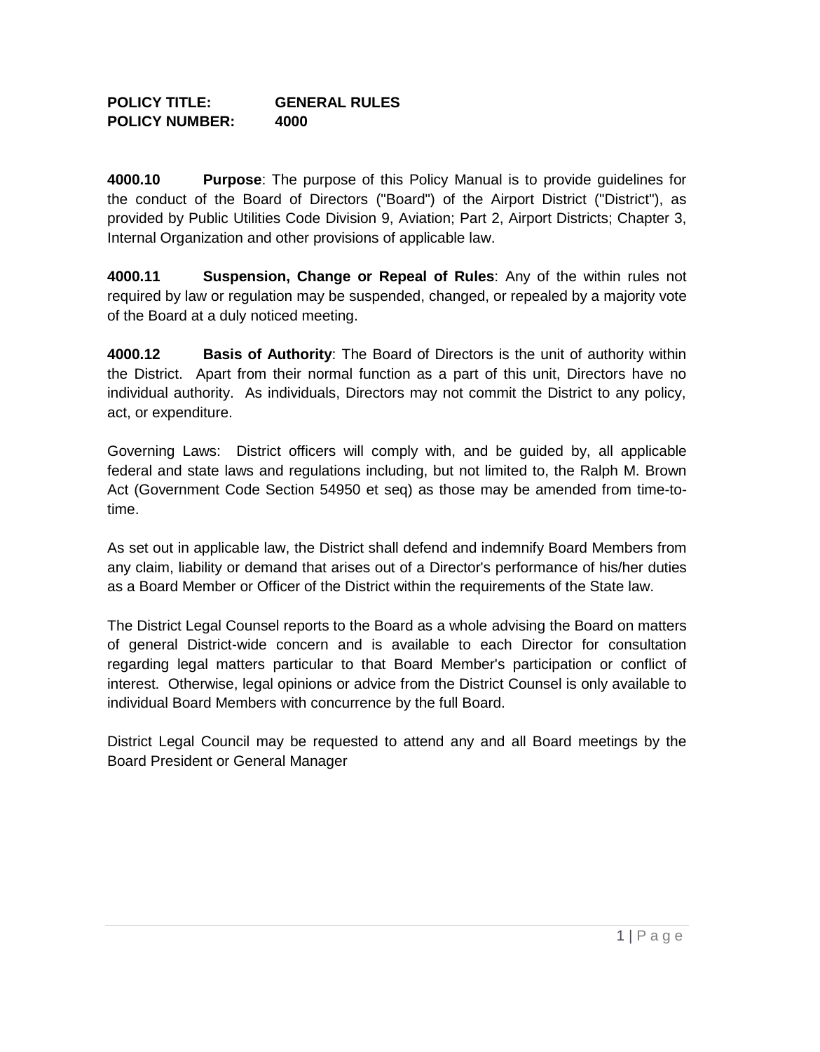**POLICY TITLE:** **GENERAL RULES**
**POLICY NUMBER:** **4000**

**4000.10** **Purpose**: The purpose of this Policy Manual is to provide guidelines for the conduct of the Board of Directors ("Board") of the Airport District ("District"), as provided by Public Utilities Code Division 9, Aviation; Part 2, Airport Districts; Chapter 3, Internal Organization and other provisions of applicable law.

**4000.11** **Suspension, Change or Repeal of Rules**: Any of the within rules not required by law or regulation may be suspended, changed, or repealed by a majority vote of the Board at a duly noticed meeting.

**4000.12** **Basis of Authority**: The Board of Directors is the unit of authority within the District. Apart from their normal function as a part of this unit, Directors have no individual authority. As individuals, Directors may not commit the District to any policy, act, or expenditure.

Governing Laws: District officers will comply with, and be guided by, all applicable federal and state laws and regulations including, but not limited to, the Ralph M. Brown Act (Government Code Section 54950 et seq) as those may be amended from time-to-time.

As set out in applicable law, the District shall defend and indemnify Board Members from any claim, liability or demand that arises out of a Director's performance of his/her duties as a Board Member or Officer of the District within the requirements of the State law.

The District Legal Counsel reports to the Board as a whole advising the Board on matters of general District-wide concern and is available to each Director for consultation regarding legal matters particular to that Board Member's participation or conflict of interest. Otherwise, legal opinions or advice from the District Counsel is only available to individual Board Members with concurrence by the full Board.

District Legal Council may be requested to attend any and all Board meetings by the Board President or General Manager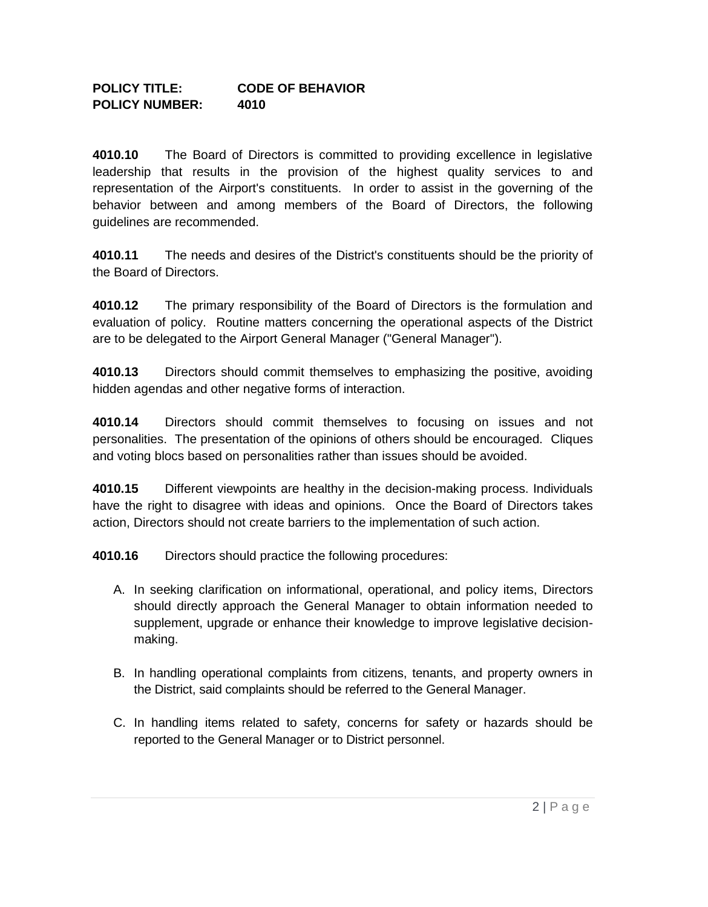**POLICY TITLE: CODE OF BEHAVIOR**
**POLICY NUMBER: 4010**

**4010.10** The Board of Directors is committed to providing excellence in legislative leadership that results in the provision of the highest quality services to and representation of the Airport's constituents. In order to assist in the governing of the behavior between and among members of the Board of Directors, the following guidelines are recommended.

**4010.11** The needs and desires of the District's constituents should be the priority of the Board of Directors.

**4010.12** The primary responsibility of the Board of Directors is the formulation and evaluation of policy. Routine matters concerning the operational aspects of the District are to be delegated to the Airport General Manager ("General Manager").

**4010.13** Directors should commit themselves to emphasizing the positive, avoiding hidden agendas and other negative forms of interaction.

**4010.14** Directors should commit themselves to focusing on issues and not personalities. The presentation of the opinions of others should be encouraged. Cliques and voting blocs based on personalities rather than issues should be avoided.

**4010.15** Different viewpoints are healthy in the decision-making process. Individuals have the right to disagree with ideas and opinions. Once the Board of Directors takes action, Directors should not create barriers to the implementation of such action.

**4010.16** Directors should practice the following procedures:

A. In seeking clarification on informational, operational, and policy items, Directors should directly approach the General Manager to obtain information needed to supplement, upgrade or enhance their knowledge to improve legislative decision-making.

B. In handling operational complaints from citizens, tenants, and property owners in the District, said complaints should be referred to the General Manager.

C. In handling items related to safety, concerns for safety or hazards should be reported to the General Manager or to District personnel.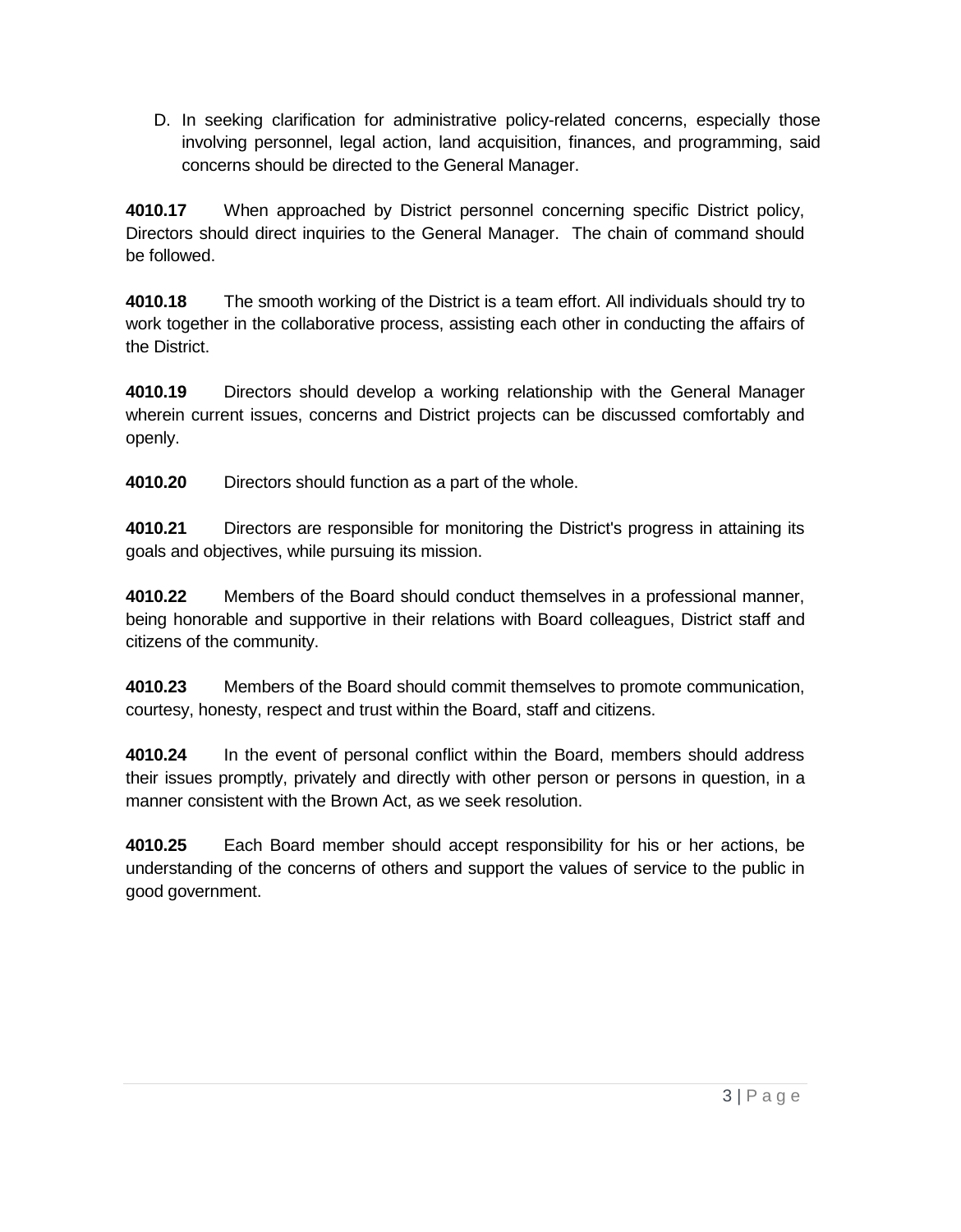D. In seeking clarification for administrative policy-related concerns, especially those involving personnel, legal action, land acquisition, finances, and programming, said concerns should be directed to the General Manager.

**4010.17** When approached by District personnel concerning specific District policy, Directors should direct inquiries to the General Manager. The chain of command should be followed.

**4010.18** The smooth working of the District is a team effort. All individuals should try to work together in the collaborative process, assisting each other in conducting the affairs of the District.

**4010.19** Directors should develop a working relationship with the General Manager wherein current issues, concerns and District projects can be discussed comfortably and openly.

**4010.20** Directors should function as a part of the whole.

**4010.21** Directors are responsible for monitoring the District's progress in attaining its goals and objectives, while pursuing its mission.

**4010.22** Members of the Board should conduct themselves in a professional manner, being honorable and supportive in their relations with Board colleagues, District staff and citizens of the community.

**4010.23** Members of the Board should commit themselves to promote communication, courtesy, honesty, respect and trust within the Board, staff and citizens.

**4010.24** In the event of personal conflict within the Board, members should address their issues promptly, privately and directly with other person or persons in question, in a manner consistent with the Brown Act, as we seek resolution.

**4010.25** Each Board member should accept responsibility for his or her actions, be understanding of the concerns of others and support the values of service to the public in good government.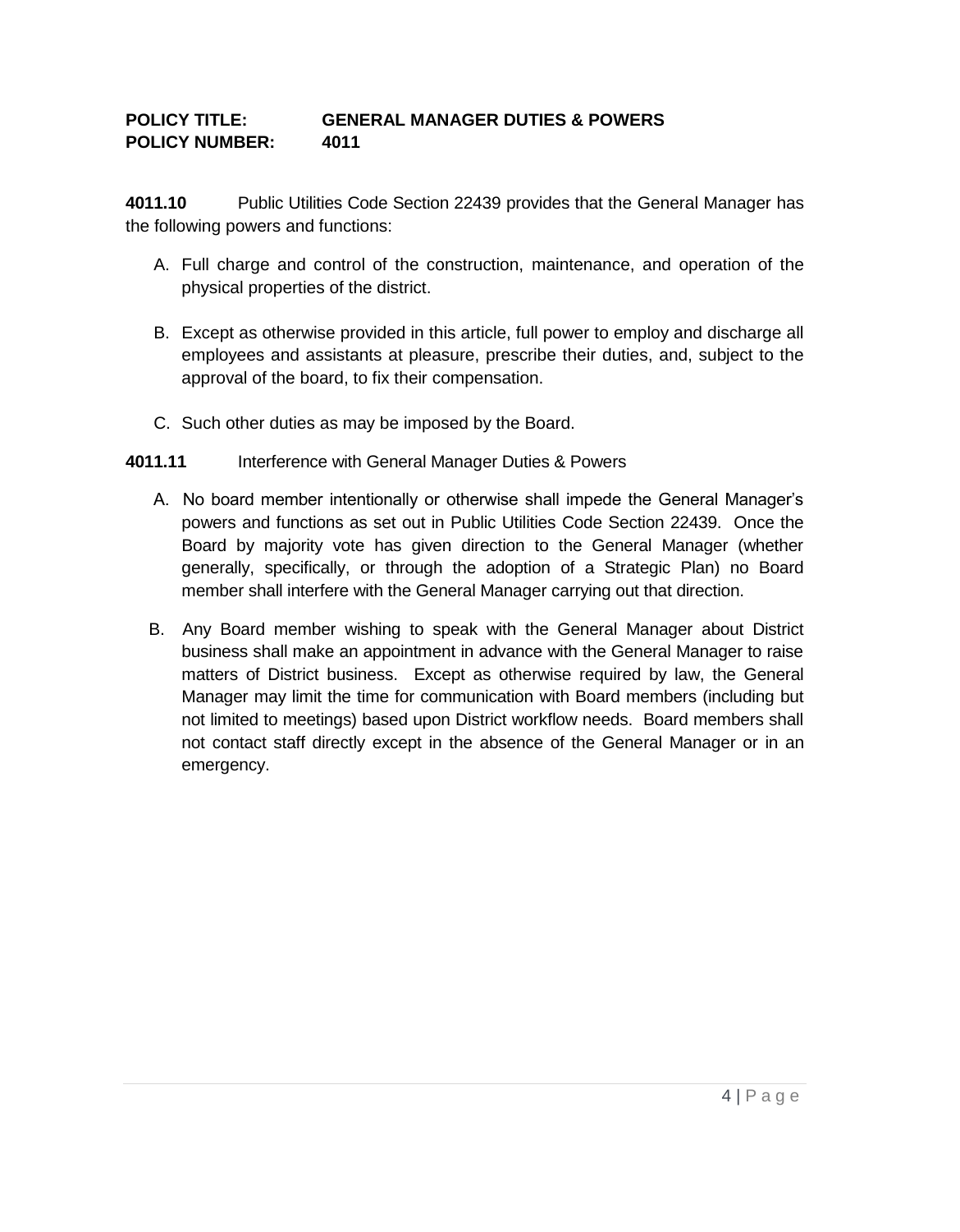**POLICY TITLE: GENERAL MANAGER DUTIES & POWERS**
**POLICY NUMBER: 4011**

**4011.10** Public Utilities Code Section 22439 provides that the General Manager has the following powers and functions:

A. Full charge and control of the construction, maintenance, and operation of the physical properties of the district.

B. Except as otherwise provided in this article, full power to employ and discharge all employees and assistants at pleasure, prescribe their duties, and, subject to the approval of the board, to fix their compensation.

C. Such other duties as may be imposed by the Board.

**4011.11** Interference with General Manager Duties & Powers

A. No board member intentionally or otherwise shall impede the General Manager's powers and functions as set out in Public Utilities Code Section 22439. Once the Board by majority vote has given direction to the General Manager (whether generally, specifically, or through the adoption of a Strategic Plan) no Board member shall interfere with the General Manager carrying out that direction.

B. Any Board member wishing to speak with the General Manager about District business shall make an appointment in advance with the General Manager to raise matters of District business. Except as otherwise required by law, the General Manager may limit the time for communication with Board members (including but not limited to meetings) based upon District workflow needs. Board members shall not contact staff directly except in the absence of the General Manager or in an emergency.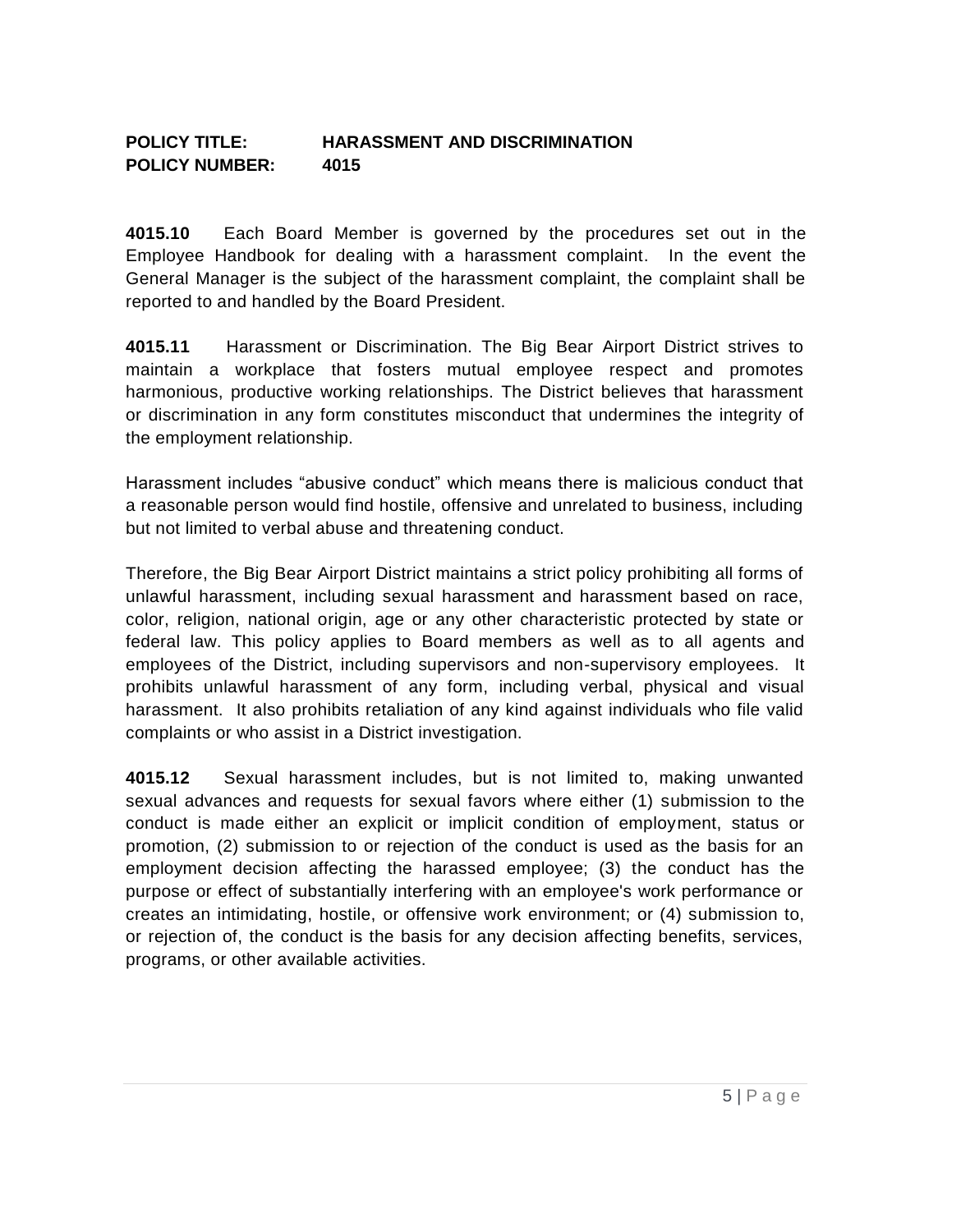**POLICY TITLE:** **HARASSMENT AND DISCRIMINATION**
**POLICY NUMBER:** **4015**

**4015.10** Each Board Member is governed by the procedures set out in the Employee Handbook for dealing with a harassment complaint. In the event the General Manager is the subject of the harassment complaint, the complaint shall be reported to and handled by the Board President.

**4015.11** Harassment or Discrimination. The Big Bear Airport District strives to maintain a workplace that fosters mutual employee respect and promotes harmonious, productive working relationships. The District believes that harassment or discrimination in any form constitutes misconduct that undermines the integrity of the employment relationship.

Harassment includes "abusive conduct" which means there is malicious conduct that a reasonable person would find hostile, offensive and unrelated to business, including but not limited to verbal abuse and threatening conduct.

Therefore, the Big Bear Airport District maintains a strict policy prohibiting all forms of unlawful harassment, including sexual harassment and harassment based on race, color, religion, national origin, age or any other characteristic protected by state or federal law. This policy applies to Board members as well as to all agents and employees of the District, including supervisors and non-supervisory employees. It prohibits unlawful harassment of any form, including verbal, physical and visual harassment. It also prohibits retaliation of any kind against individuals who file valid complaints or who assist in a District investigation.

**4015.12** Sexual harassment includes, but is not limited to, making unwanted sexual advances and requests for sexual favors where either (1) submission to the conduct is made either an explicit or implicit condition of employment, status or promotion, (2) submission to or rejection of the conduct is used as the basis for an employment decision affecting the harassed employee; (3) the conduct has the purpose or effect of substantially interfering with an employee's work performance or creates an intimidating, hostile, or offensive work environment; or (4) submission to, or rejection of, the conduct is the basis for any decision affecting benefits, services, programs, or other available activities.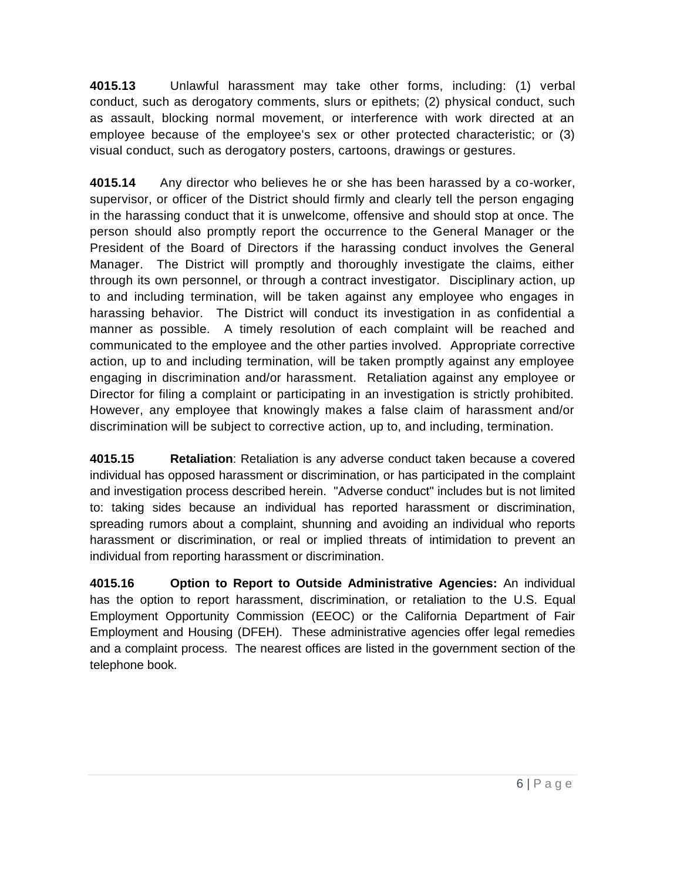**4015.13** Unlawful harassment may take other forms, including: (1) verbal conduct, such as derogatory comments, slurs or epithets; (2) physical conduct, such as assault, blocking normal movement, or interference with work directed at an employee because of the employee's sex or other protected characteristic; or (3) visual conduct, such as derogatory posters, cartoons, drawings or gestures.

**4015.14** Any director who believes he or she has been harassed by a co-worker, supervisor, or officer of the District should firmly and clearly tell the person engaging in the harassing conduct that it is unwelcome, offensive and should stop at once. The person should also promptly report the occurrence to the General Manager or the President of the Board of Directors if the harassing conduct involves the General Manager. The District will promptly and thoroughly investigate the claims, either through its own personnel, or through a contract investigator. Disciplinary action, up to and including termination, will be taken against any employee who engages in harassing behavior. The District will conduct its investigation in as confidential a manner as possible. A timely resolution of each complaint will be reached and communicated to the employee and the other parties involved. Appropriate corrective action, up to and including termination, will be taken promptly against any employee engaging in discrimination and/or harassment. Retaliation against any employee or Director for filing a complaint or participating in an investigation is strictly prohibited. However, any employee that knowingly makes a false claim of harassment and/or discrimination will be subject to corrective action, up to, and including, termination.

**4015.15** **Retaliation**: Retaliation is any adverse conduct taken because a covered individual has opposed harassment or discrimination, or has participated in the complaint and investigation process described herein. "Adverse conduct" includes but is not limited to: taking sides because an individual has reported harassment or discrimination, spreading rumors about a complaint, shunning and avoiding an individual who reports harassment or discrimination, or real or implied threats of intimidation to prevent an individual from reporting harassment or discrimination.

**4015.16** **Option to Report to Outside Administrative Agencies:** An individual has the option to report harassment, discrimination, or retaliation to the U.S. Equal Employment Opportunity Commission (EEOC) or the California Department of Fair Employment and Housing (DFEH). These administrative agencies offer legal remedies and a complaint process. The nearest offices are listed in the government section of the telephone book.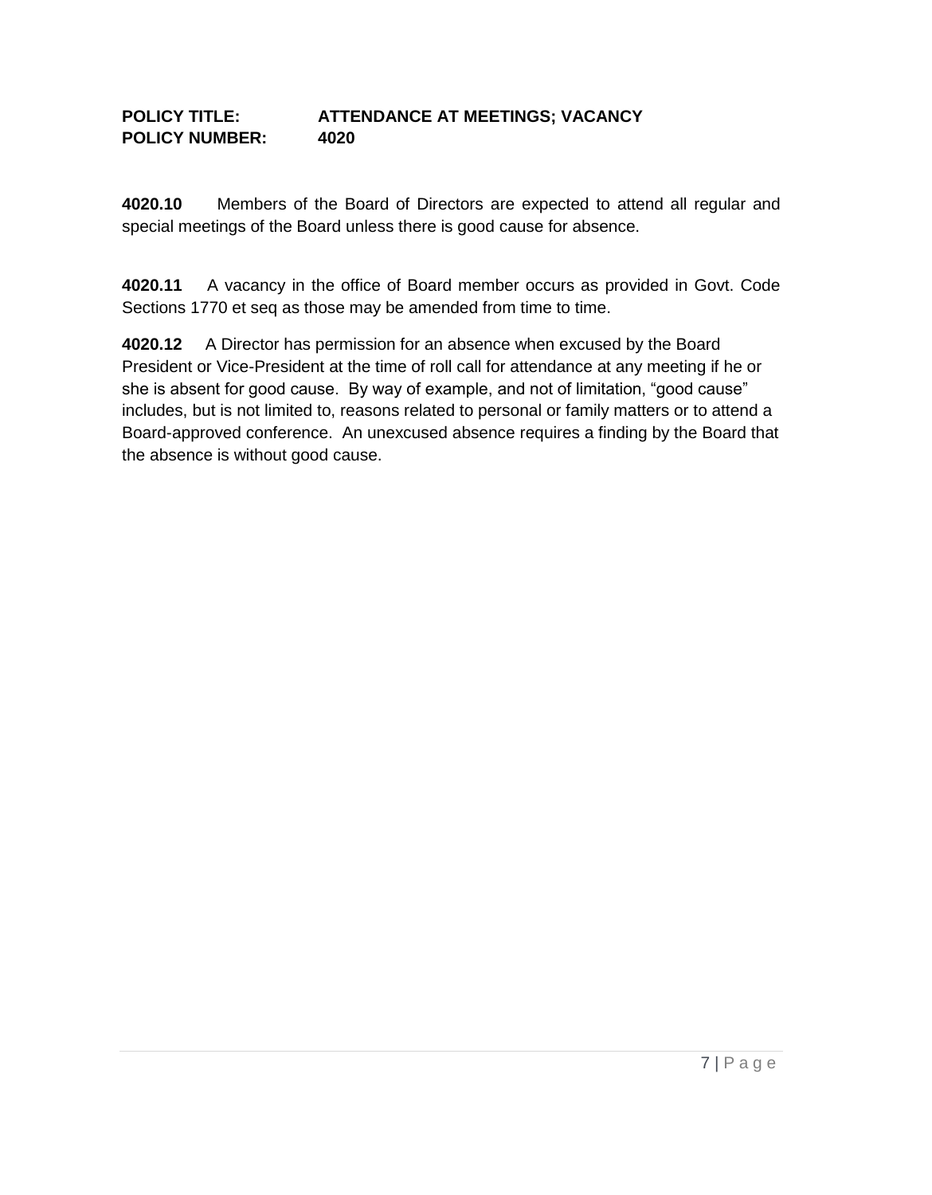**POLICY TITLE: ATTENDANCE AT MEETINGS; VACANCY**
**POLICY NUMBER: 4020**

**4020.10** Members of the Board of Directors are expected to attend all regular and special meetings of the Board unless there is good cause for absence.

**4020.11** A vacancy in the office of Board member occurs as provided in Govt. Code Sections 1770 et seq as those may be amended from time to time.

**4020.12** A Director has permission for an absence when excused by the Board President or Vice-President at the time of roll call for attendance at any meeting if he or she is absent for good cause. By way of example, and not of limitation, "good cause" includes, but is not limited to, reasons related to personal or family matters or to attend a Board-approved conference. An unexcused absence requires a finding by the Board that the absence is without good cause.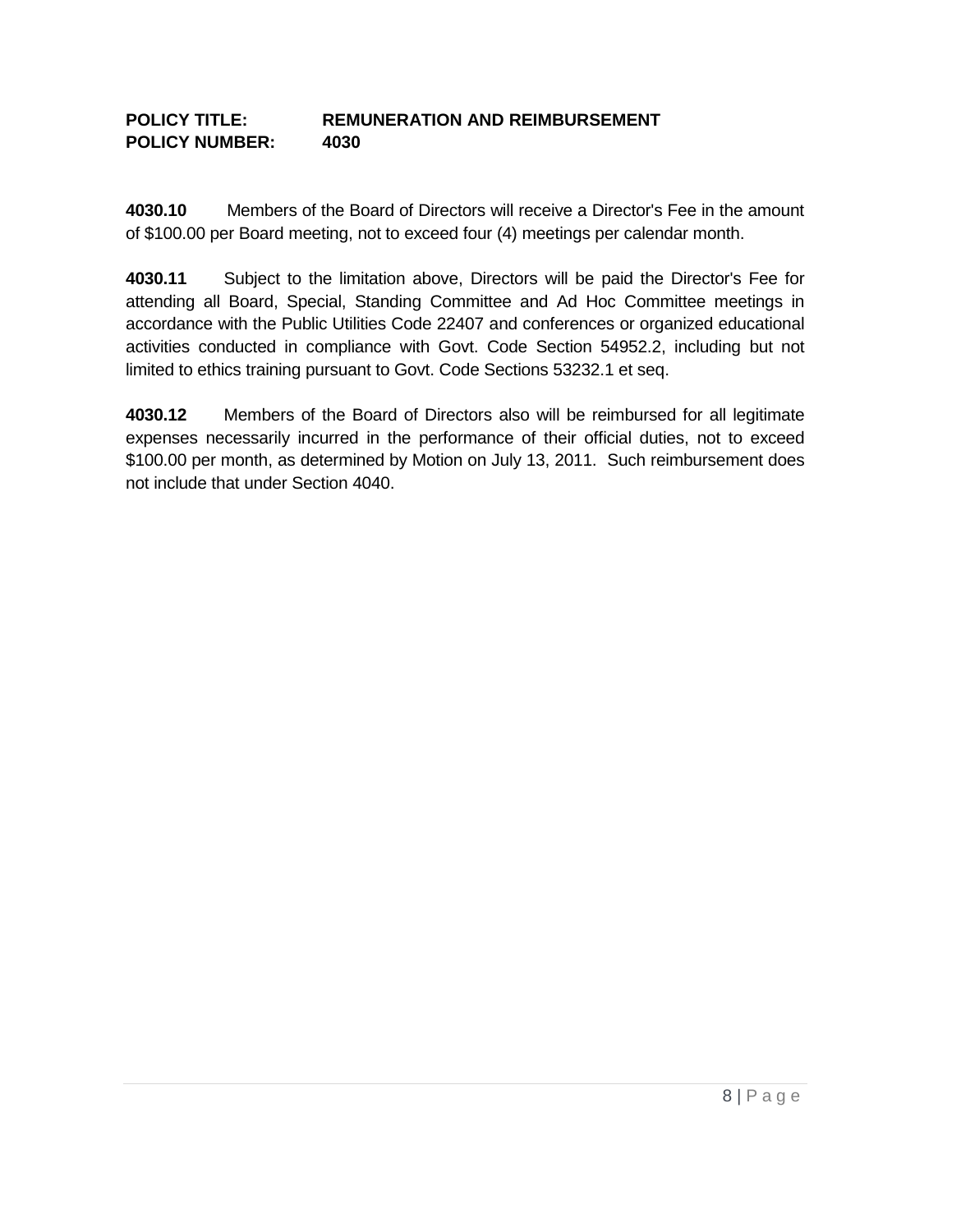**POLICY TITLE: REMUNERATION AND REIMBURSEMENT**
**POLICY NUMBER: 4030**

**4030.10** Members of the Board of Directors will receive a Director's Fee in the amount of $100.00 per Board meeting, not to exceed four (4) meetings per calendar month.

**4030.11** Subject to the limitation above, Directors will be paid the Director's Fee for attending all Board, Special, Standing Committee and Ad Hoc Committee meetings in accordance with the Public Utilities Code 22407 and conferences or organized educational activities conducted in compliance with Govt. Code Section 54952.2, including but not limited to ethics training pursuant to Govt. Code Sections 53232.1 et seq.

**4030.12** Members of the Board of Directors also will be reimbursed for all legitimate expenses necessarily incurred in the performance of their official duties, not to exceed $100.00 per month, as determined by Motion on July 13, 2011. Such reimbursement does not include that under Section 4040.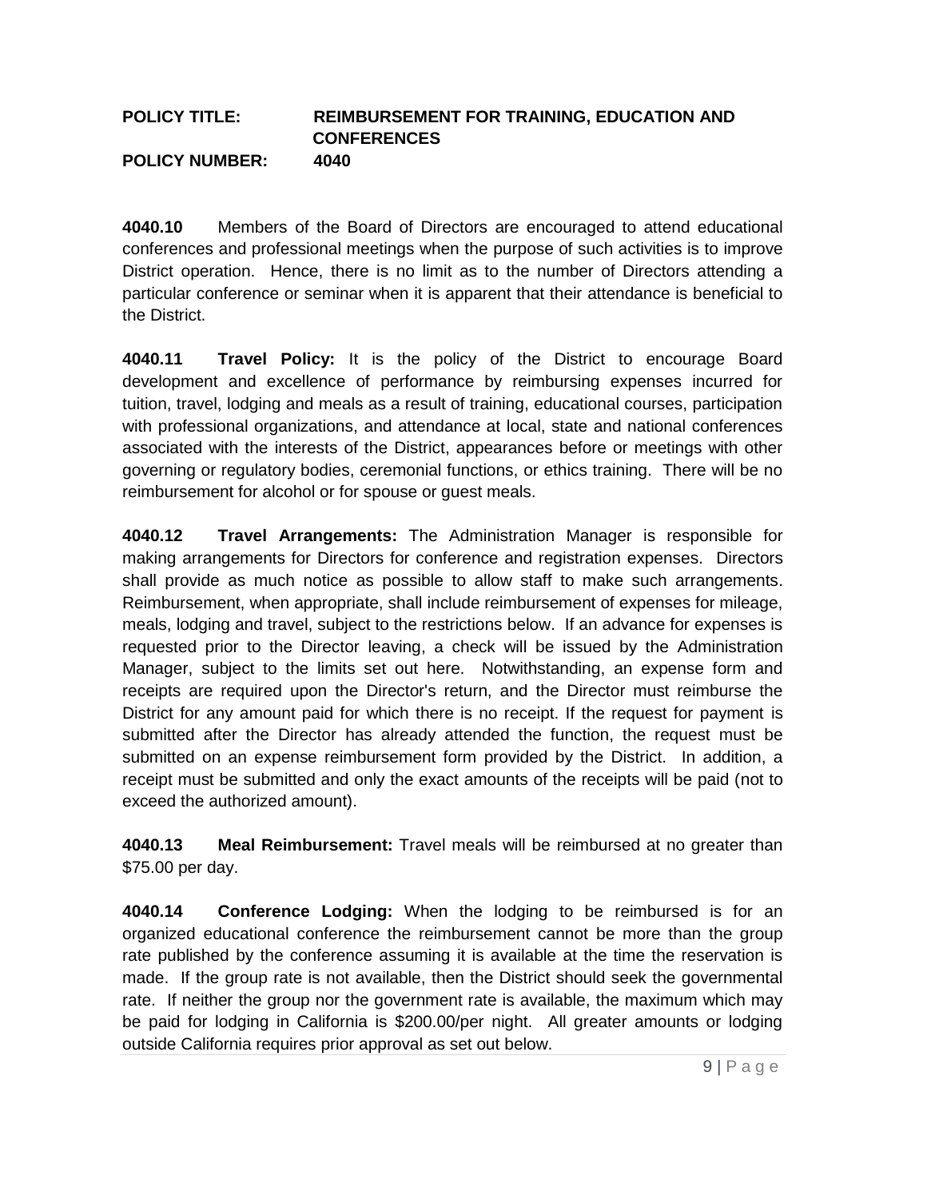**POLICY TITLE:** **REIMBURSEMENT FOR TRAINING, EDUCATION AND CONFERENCES**

**POLICY NUMBER:** **4040**

**4040.10** Members of the Board of Directors are encouraged to attend educational conferences and professional meetings when the purpose of such activities is to improve District operation. Hence, there is no limit as to the number of Directors attending a particular conference or seminar when it is apparent that their attendance is beneficial to the District.

**4040.11** **Travel Policy:** It is the policy of the District to encourage Board development and excellence of performance by reimbursing expenses incurred for tuition, travel, lodging and meals as a result of training, educational courses, participation with professional organizations, and attendance at local, state and national conferences associated with the interests of the District, appearances before or meetings with other governing or regulatory bodies, ceremonial functions, or ethics training. There will be no reimbursement for alcohol or for spouse or guest meals.

**4040.12** **Travel Arrangements:** The Administration Manager is responsible for making arrangements for Directors for conference and registration expenses. Directors shall provide as much notice as possible to allow staff to make such arrangements. Reimbursement, when appropriate, shall include reimbursement of expenses for mileage, meals, lodging and travel, subject to the restrictions below. If an advance for expenses is requested prior to the Director leaving, a check will be issued by the Administration Manager, subject to the limits set out here. Notwithstanding, an expense form and receipts are required upon the Director's return, and the Director must reimburse the District for any amount paid for which there is no receipt. If the request for payment is submitted after the Director has already attended the function, the request must be submitted on an expense reimbursement form provided by the District. In addition, a receipt must be submitted and only the exact amounts of the receipts will be paid (not to exceed the authorized amount).

**4040.13** **Meal Reimbursement:** Travel meals will be reimbursed at no greater than $75.00 per day.

**4040.14** **Conference Lodging:** When the lodging to be reimbursed is for an organized educational conference the reimbursement cannot be more than the group rate published by the conference assuming it is available at the time the reservation is made. If the group rate is not available, then the District should seek the governmental rate. If neither the group nor the government rate is available, the maximum which may be paid for lodging in California is $200.00/per night. All greater amounts or lodging outside California requires prior approval as set out below.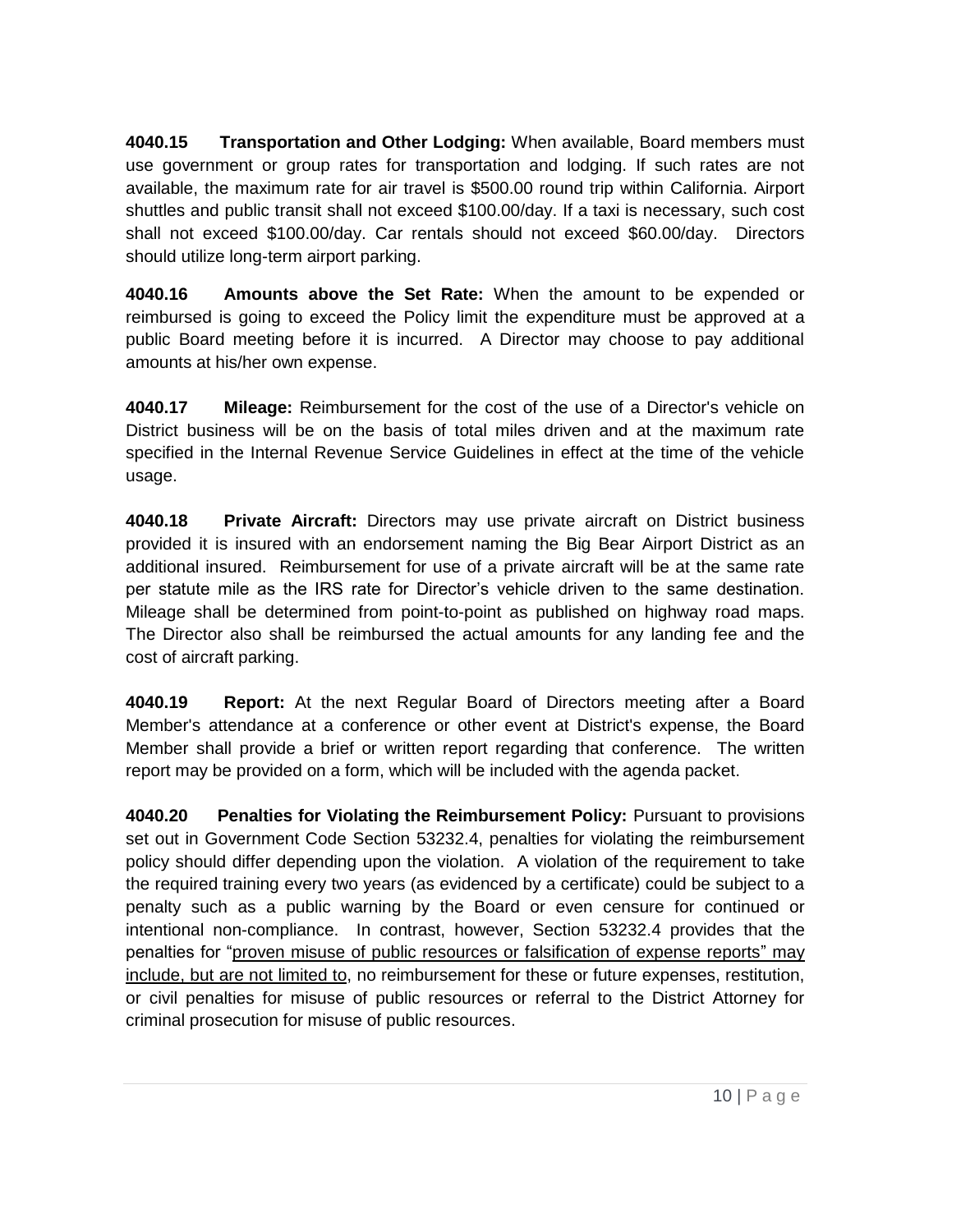**4040.15 Transportation and Other Lodging:** When available, Board members must use government or group rates for transportation and lodging. If such rates are not available, the maximum rate for air travel is $500.00 round trip within California. Airport shuttles and public transit shall not exceed $100.00/day. If a taxi is necessary, such cost shall not exceed $100.00/day. Car rentals should not exceed $60.00/day. Directors should utilize long-term airport parking.

**4040.16 Amounts above the Set Rate:** When the amount to be expended or reimbursed is going to exceed the Policy limit the expenditure must be approved at a public Board meeting before it is incurred. A Director may choose to pay additional amounts at his/her own expense.

**4040.17 Mileage:** Reimbursement for the cost of the use of a Director's vehicle on District business will be on the basis of total miles driven and at the maximum rate specified in the Internal Revenue Service Guidelines in effect at the time of the vehicle usage.

**4040.18 Private Aircraft:** Directors may use private aircraft on District business provided it is insured with an endorsement naming the Big Bear Airport District as an additional insured. Reimbursement for use of a private aircraft will be at the same rate per statute mile as the IRS rate for Director's vehicle driven to the same destination. Mileage shall be determined from point-to-point as published on highway road maps. The Director also shall be reimbursed the actual amounts for any landing fee and the cost of aircraft parking.

**4040.19 Report:** At the next Regular Board of Directors meeting after a Board Member's attendance at a conference or other event at District's expense, the Board Member shall provide a brief or written report regarding that conference. The written report may be provided on a form, which will be included with the agenda packet.

**4040.20 Penalties for Violating the Reimbursement Policy:** Pursuant to provisions set out in Government Code Section 53232.4, penalties for violating the reimbursement policy should differ depending upon the violation. A violation of the requirement to take the required training every two years (as evidenced by a certificate) could be subject to a penalty such as a public warning by the Board or even censure for continued or intentional non-compliance. In contrast, however, Section 53232.4 provides that the penalties for "<u>proven misuse of public resources or falsification of expense reports" may include, but are not limited to</u>, no reimbursement for these or future expenses, restitution, or civil penalties for misuse of public resources or referral to the District Attorney for criminal prosecution for misuse of public resources.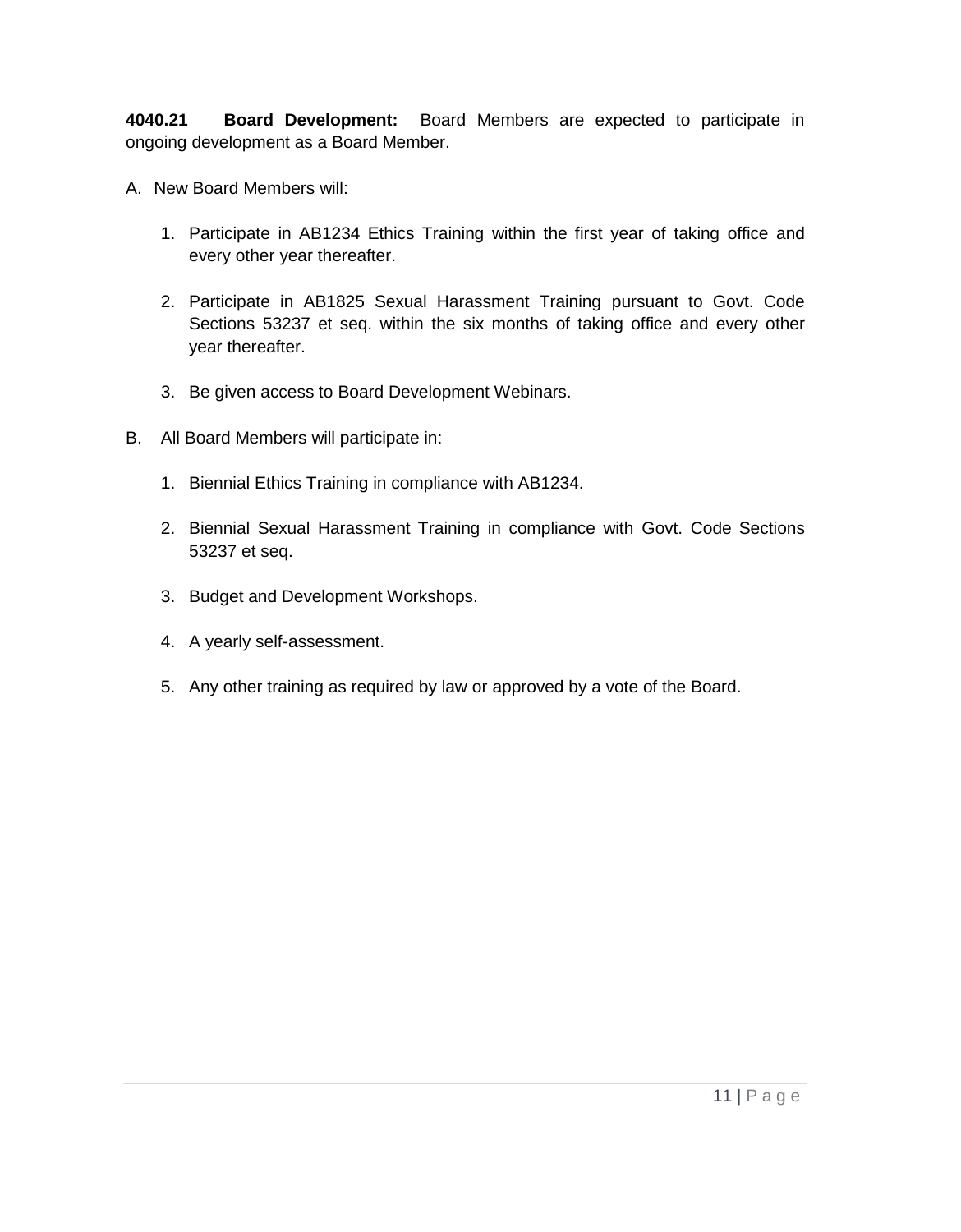**4040.21 Board Development:** Board Members are expected to participate in ongoing development as a Board Member.

A. New Board Members will:

1. Participate in AB1234 Ethics Training within the first year of taking office and every other year thereafter.

2. Participate in AB1825 Sexual Harassment Training pursuant to Govt. Code Sections 53237 et seq. within the six months of taking office and every other year thereafter.

3. Be given access to Board Development Webinars.

B. All Board Members will participate in:

1. Biennial Ethics Training in compliance with AB1234.

2. Biennial Sexual Harassment Training in compliance with Govt. Code Sections 53237 et seq.

3. Budget and Development Workshops.

4. A yearly self-assessment.

5. Any other training as required by law or approved by a vote of the Board.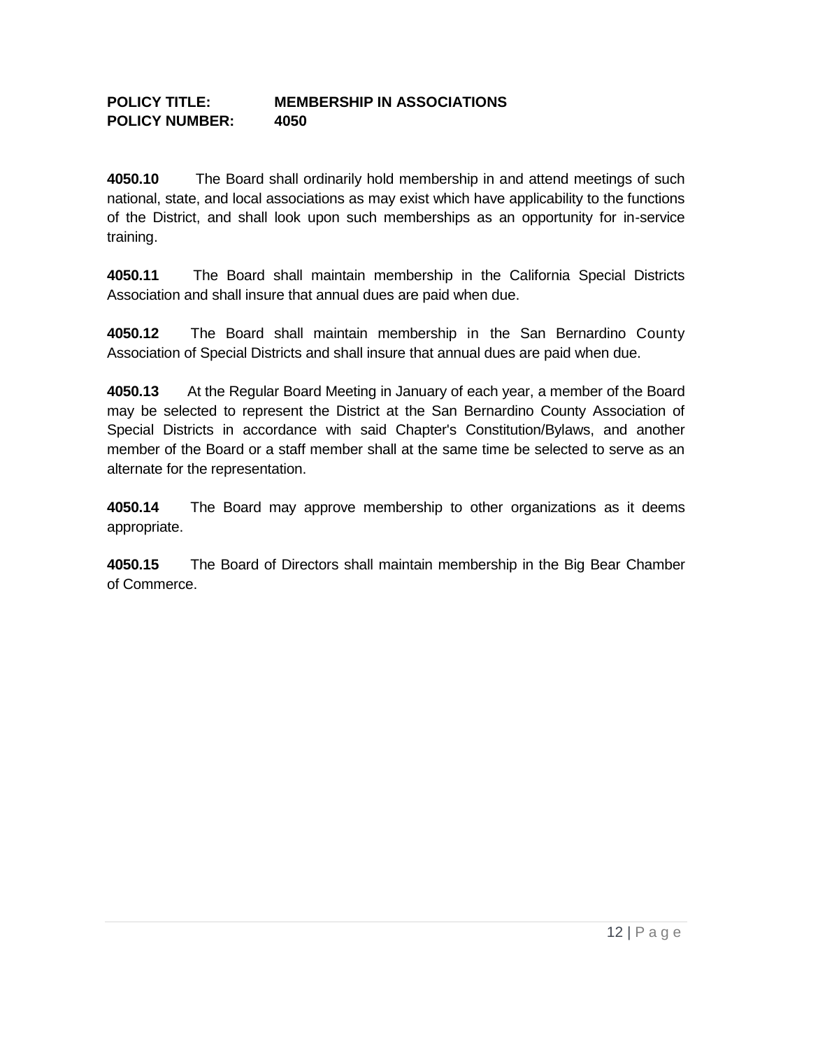**POLICY TITLE: MEMBERSHIP IN ASSOCIATIONS**
**POLICY NUMBER: 4050**

**4050.10** The Board shall ordinarily hold membership in and attend meetings of such national, state, and local associations as may exist which have applicability to the functions of the District, and shall look upon such memberships as an opportunity for in-service training.

**4050.11** The Board shall maintain membership in the California Special Districts Association and shall insure that annual dues are paid when due.

**4050.12** The Board shall maintain membership in the San Bernardino County Association of Special Districts and shall insure that annual dues are paid when due.

**4050.13** At the Regular Board Meeting in January of each year, a member of the Board may be selected to represent the District at the San Bernardino County Association of Special Districts in accordance with said Chapter's Constitution/Bylaws, and another member of the Board or a staff member shall at the same time be selected to serve as an alternate for the representation.

**4050.14** The Board may approve membership to other organizations as it deems appropriate.

**4050.15** The Board of Directors shall maintain membership in the Big Bear Chamber of Commerce.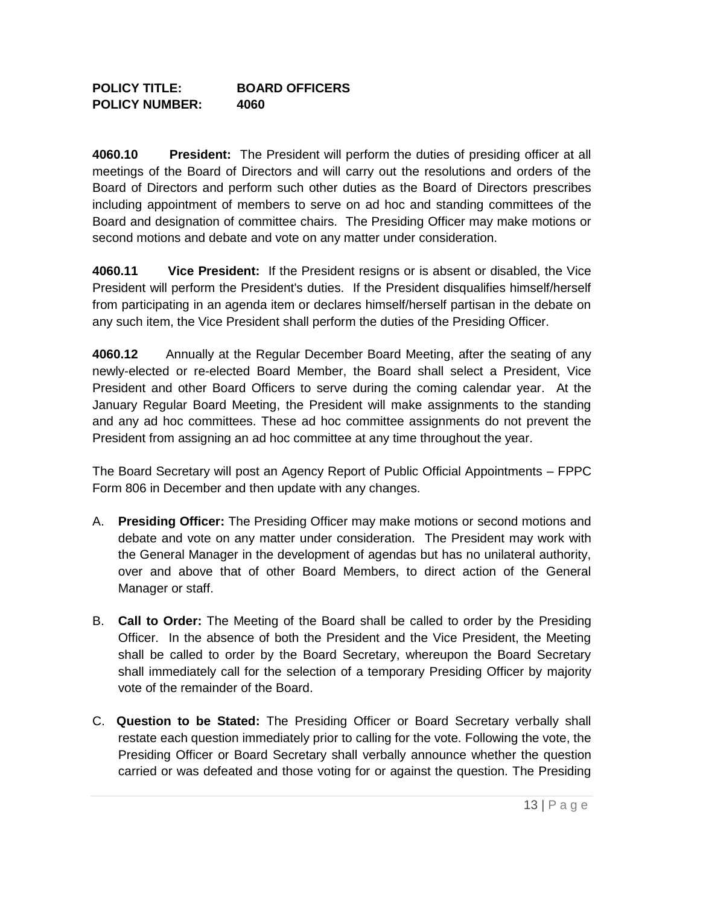**POLICY TITLE:** **BOARD OFFICERS**
**POLICY NUMBER:** **4060**

**4060.10** **President:** The President will perform the duties of presiding officer at all meetings of the Board of Directors and will carry out the resolutions and orders of the Board of Directors and perform such other duties as the Board of Directors prescribes including appointment of members to serve on ad hoc and standing committees of the Board and designation of committee chairs. The Presiding Officer may make motions or second motions and debate and vote on any matter under consideration.

**4060.11** **Vice President:** If the President resigns or is absent or disabled, the Vice President will perform the President's duties. If the President disqualifies himself/herself from participating in an agenda item or declares himself/herself partisan in the debate on any such item, the Vice President shall perform the duties of the Presiding Officer.

**4060.12** Annually at the Regular December Board Meeting, after the seating of any newly-elected or re-elected Board Member, the Board shall select a President, Vice President and other Board Officers to serve during the coming calendar year. At the January Regular Board Meeting, the President will make assignments to the standing and any ad hoc committees. These ad hoc committee assignments do not prevent the President from assigning an ad hoc committee at any time throughout the year.

The Board Secretary will post an Agency Report of Public Official Appointments – FPPC Form 806 in December and then update with any changes.

A. **Presiding Officer:** The Presiding Officer may make motions or second motions and debate and vote on any matter under consideration. The President may work with the General Manager in the development of agendas but has no unilateral authority, over and above that of other Board Members, to direct action of the General Manager or staff.

B. **Call to Order:** The Meeting of the Board shall be called to order by the Presiding Officer. In the absence of both the President and the Vice President, the Meeting shall be called to order by the Board Secretary, whereupon the Board Secretary shall immediately call for the selection of a temporary Presiding Officer by majority vote of the remainder of the Board.

C. **Question to be Stated:** The Presiding Officer or Board Secretary verbally shall restate each question immediately prior to calling for the vote. Following the vote, the Presiding Officer or Board Secretary shall verbally announce whether the question carried or was defeated and those voting for or against the question. The Presiding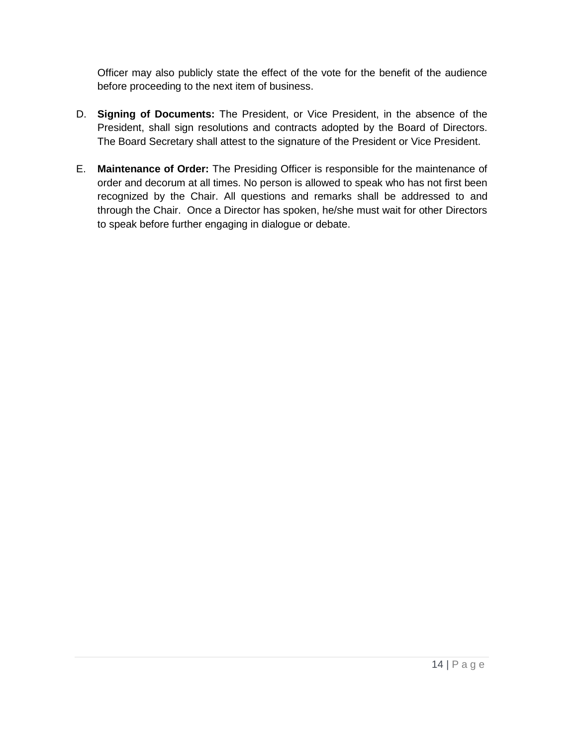Officer may also publicly state the effect of the vote for the benefit of the audience before proceeding to the next item of business.

D. **Signing of Documents:** The President, or Vice President, in the absence of the President, shall sign resolutions and contracts adopted by the Board of Directors. The Board Secretary shall attest to the signature of the President or Vice President.

E. **Maintenance of Order:** The Presiding Officer is responsible for the maintenance of order and decorum at all times. No person is allowed to speak who has not first been recognized by the Chair. All questions and remarks shall be addressed to and through the Chair. Once a Director has spoken, he/she must wait for other Directors to speak before further engaging in dialogue or debate.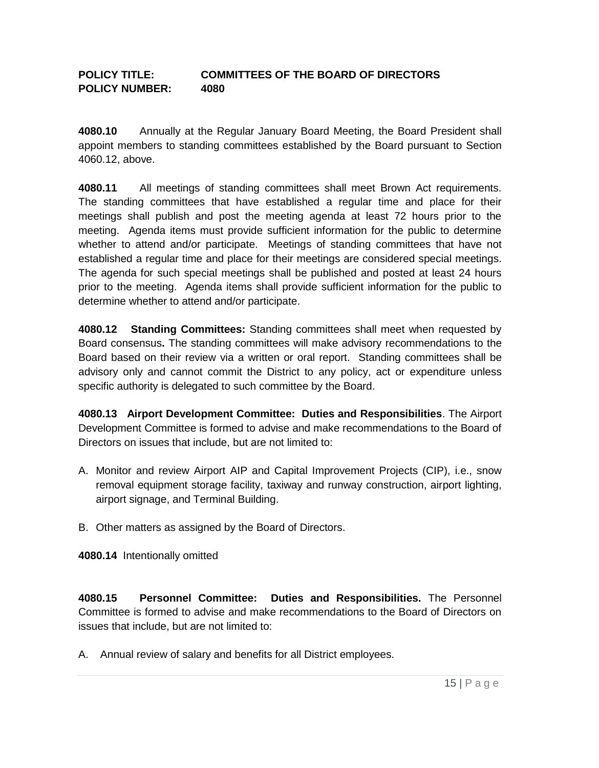**POLICY TITLE: COMMITTEES OF THE BOARD OF DIRECTORS**
**POLICY NUMBER: 4080**

**4080.10** Annually at the Regular January Board Meeting, the Board President shall appoint members to standing committees established by the Board pursuant to Section 4060.12, above.

**4080.11** All meetings of standing committees shall meet Brown Act requirements. The standing committees that have established a regular time and place for their meetings shall publish and post the meeting agenda at least 72 hours prior to the meeting. Agenda items must provide sufficient information for the public to determine whether to attend and/or participate. Meetings of standing committees that have not established a regular time and place for their meetings are considered special meetings. The agenda for such special meetings shall be published and posted at least 24 hours prior to the meeting. Agenda items shall provide sufficient information for the public to determine whether to attend and/or participate.

**4080.12 Standing Committees:** Standing committees shall meet when requested by Board consensus**.** The standing committees will make advisory recommendations to the Board based on their review via a written or oral report. Standing committees shall be advisory only and cannot commit the District to any policy, act or expenditure unless specific authority is delegated to such committee by the Board.

**4080.13 Airport Development Committee: Duties and Responsibilities**. The Airport Development Committee is formed to advise and make recommendations to the Board of Directors on issues that include, but are not limited to:

A. Monitor and review Airport AIP and Capital Improvement Projects (CIP), i.e., snow removal equipment storage facility, taxiway and runway construction, airport lighting, airport signage, and Terminal Building.

B. Other matters as assigned by the Board of Directors.

**4080.14** Intentionally omitted

**4080.15 Personnel Committee: Duties and Responsibilities.** The Personnel Committee is formed to advise and make recommendations to the Board of Directors on issues that include, but are not limited to:

A. Annual review of salary and benefits for all District employees.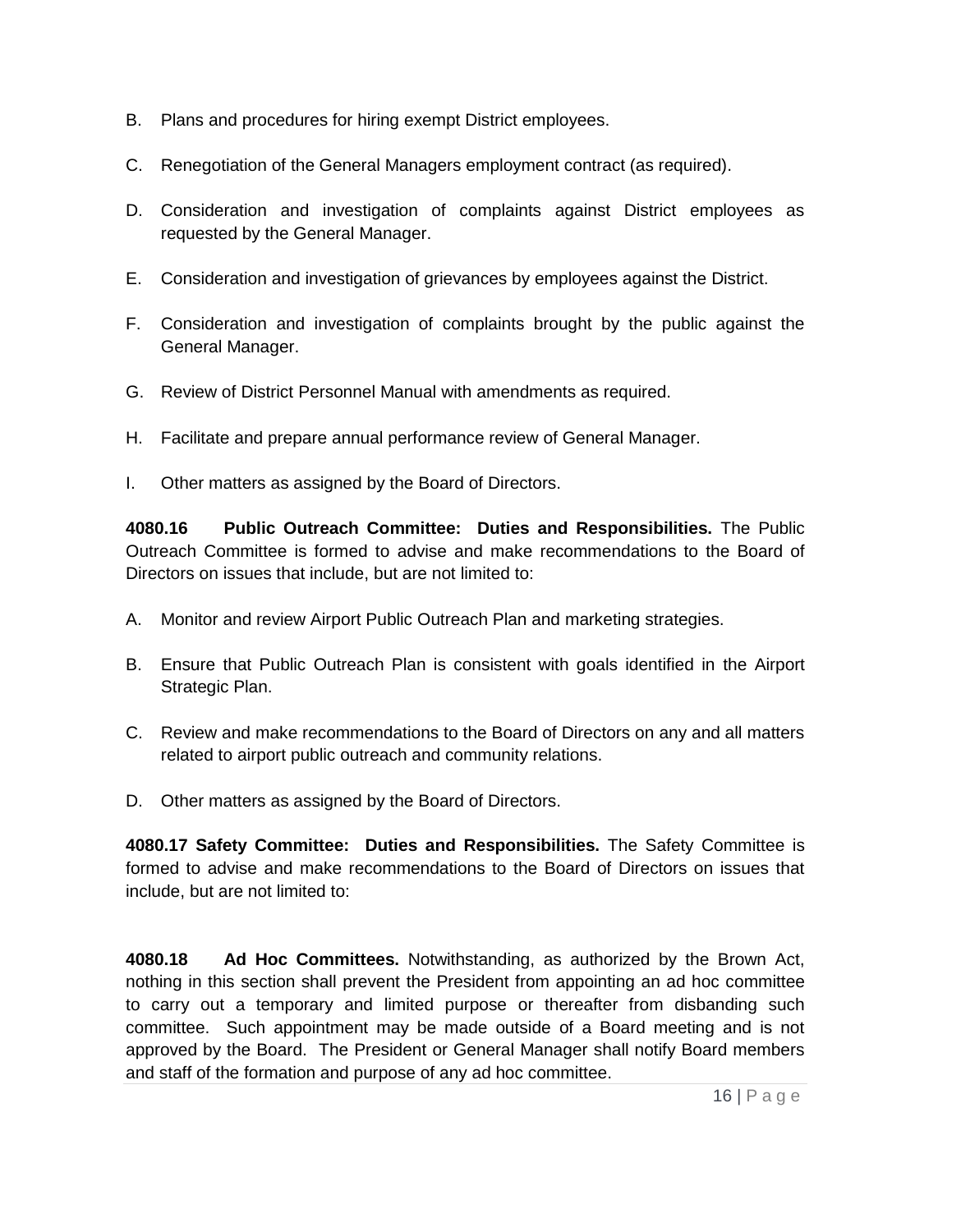B. Plans and procedures for hiring exempt District employees.

C. Renegotiation of the General Managers employment contract (as required).

D. Consideration and investigation of complaints against District employees as requested by the General Manager.

E. Consideration and investigation of grievances by employees against the District.

F. Consideration and investigation of complaints brought by the public against the General Manager.

G. Review of District Personnel Manual with amendments as required.

H. Facilitate and prepare annual performance review of General Manager.

I. Other matters as assigned by the Board of Directors.

**4080.16 Public Outreach Committee: Duties and Responsibilities.** The Public Outreach Committee is formed to advise and make recommendations to the Board of Directors on issues that include, but are not limited to:

A. Monitor and review Airport Public Outreach Plan and marketing strategies.

B. Ensure that Public Outreach Plan is consistent with goals identified in the Airport Strategic Plan.

C. Review and make recommendations to the Board of Directors on any and all matters related to airport public outreach and community relations.

D. Other matters as assigned by the Board of Directors.

**4080.17 Safety Committee: Duties and Responsibilities.** The Safety Committee is formed to advise and make recommendations to the Board of Directors on issues that include, but are not limited to:

**4080.18 Ad Hoc Committees.** Notwithstanding, as authorized by the Brown Act, nothing in this section shall prevent the President from appointing an ad hoc committee to carry out a temporary and limited purpose or thereafter from disbanding such committee. Such appointment may be made outside of a Board meeting and is not approved by the Board. The President or General Manager shall notify Board members and staff of the formation and purpose of any ad hoc committee.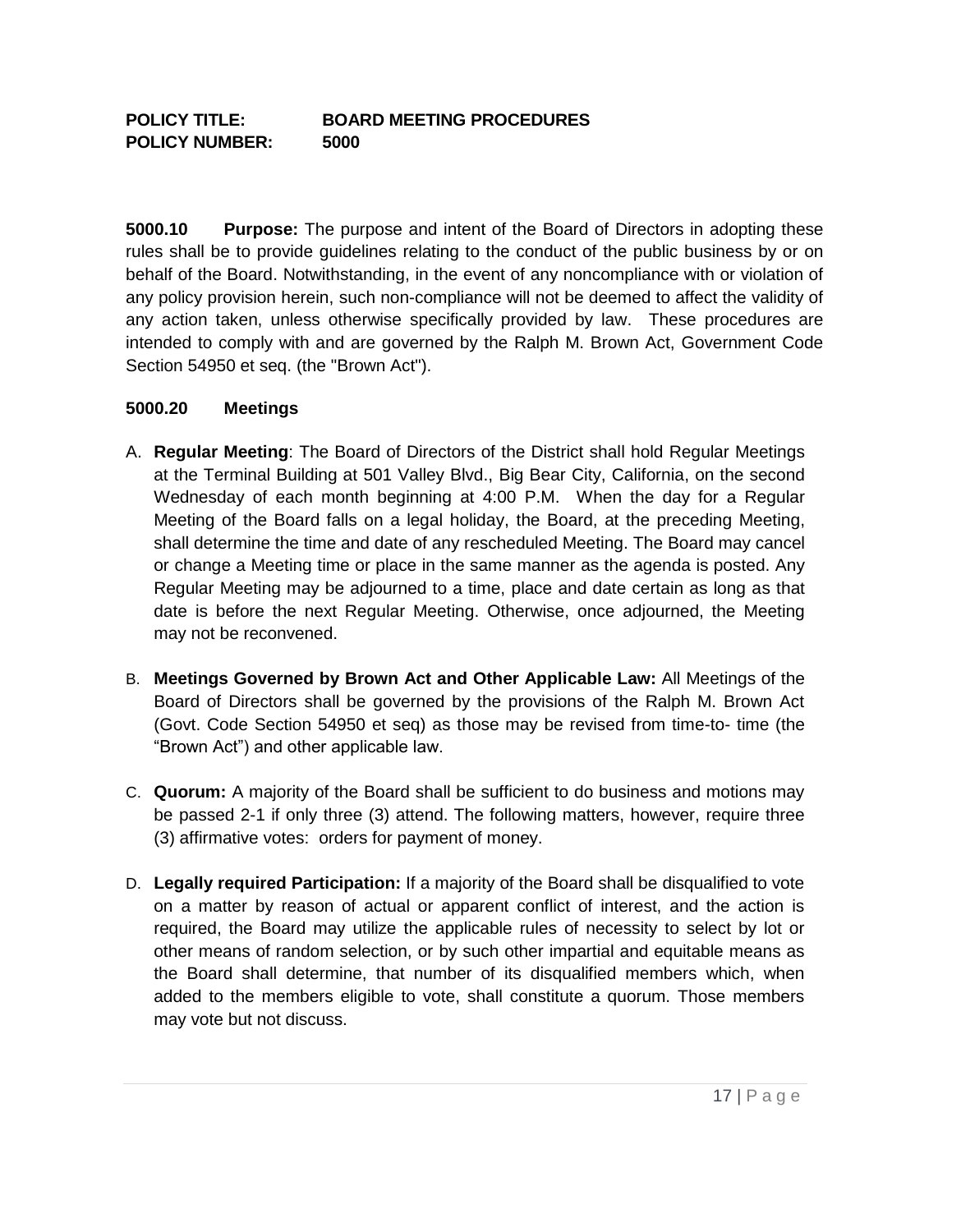**POLICY TITLE: BOARD MEETING PROCEDURES**
**POLICY NUMBER: 5000**

**5000.10 Purpose:** The purpose and intent of the Board of Directors in adopting these rules shall be to provide guidelines relating to the conduct of the public business by or on behalf of the Board. Notwithstanding, in the event of any noncompliance with or violation of any policy provision herein, such non-compliance will not be deemed to affect the validity of any action taken, unless otherwise specifically provided by law. These procedures are intended to comply with and are governed by the Ralph M. Brown Act, Government Code Section 54950 et seq. (the "Brown Act").

**5000.20 Meetings**

A. **Regular Meeting**: The Board of Directors of the District shall hold Regular Meetings at the Terminal Building at 501 Valley Blvd., Big Bear City, California, on the second Wednesday of each month beginning at 4:00 P.M. When the day for a Regular Meeting of the Board falls on a legal holiday, the Board, at the preceding Meeting, shall determine the time and date of any rescheduled Meeting. The Board may cancel or change a Meeting time or place in the same manner as the agenda is posted. Any Regular Meeting may be adjourned to a time, place and date certain as long as that date is before the next Regular Meeting. Otherwise, once adjourned, the Meeting may not be reconvened.

B. **Meetings Governed by Brown Act and Other Applicable Law:** All Meetings of the Board of Directors shall be governed by the provisions of the Ralph M. Brown Act (Govt. Code Section 54950 et seq) as those may be revised from time-to- time (the "Brown Act") and other applicable law.

C. **Quorum:** A majority of the Board shall be sufficient to do business and motions may be passed 2-1 if only three (3) attend. The following matters, however, require three (3) affirmative votes: orders for payment of money.

D. **Legally required Participation:** If a majority of the Board shall be disqualified to vote on a matter by reason of actual or apparent conflict of interest, and the action is required, the Board may utilize the applicable rules of necessity to select by lot or other means of random selection, or by such other impartial and equitable means as the Board shall determine, that number of its disqualified members which, when added to the members eligible to vote, shall constitute a quorum. Those members may vote but not discuss.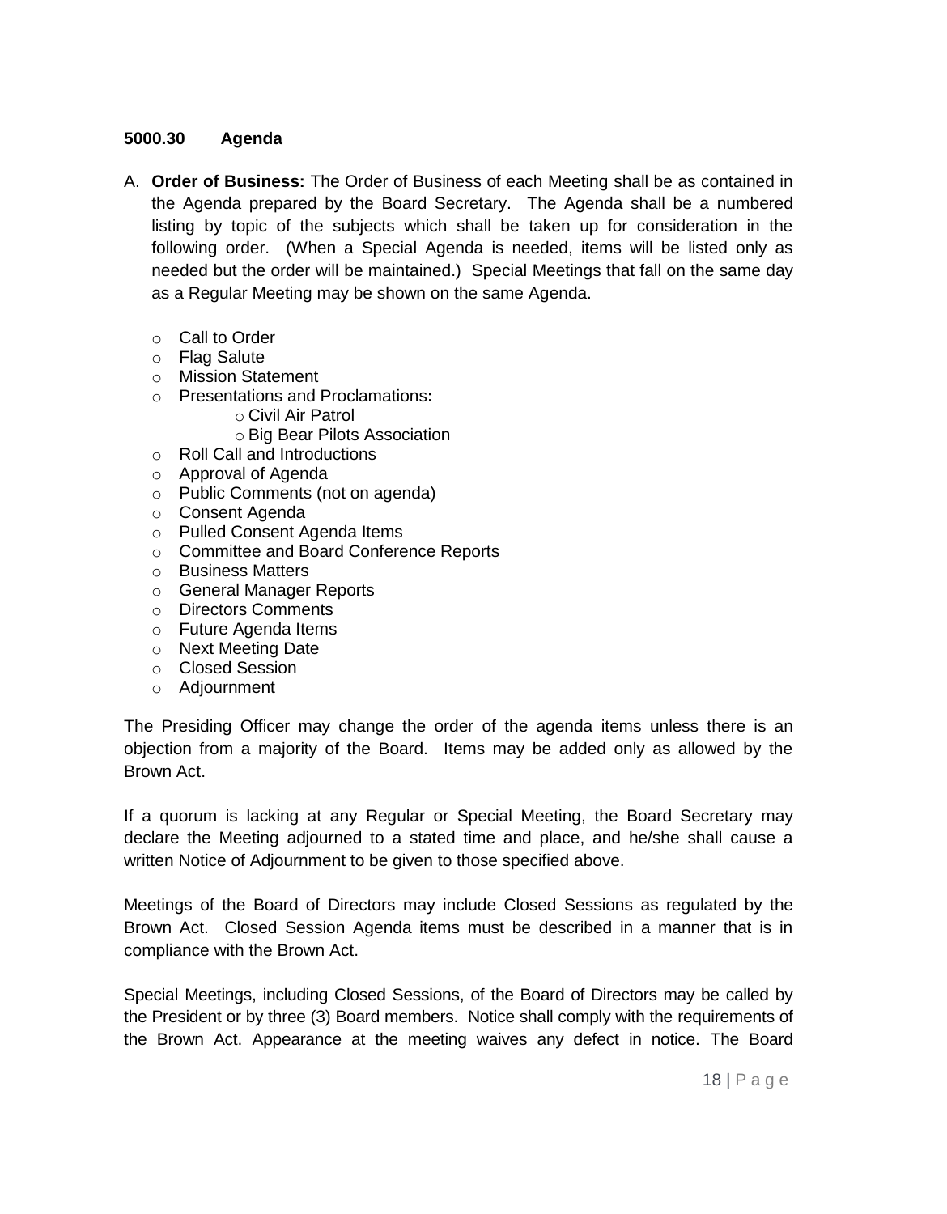### 5000.30 Agenda

A. **Order of Business:** The Order of Business of each Meeting shall be as contained in the Agenda prepared by the Board Secretary. The Agenda shall be a numbered listing by topic of the subjects which shall be taken up for consideration in the following order. (When a Special Agenda is needed, items will be listed only as needed but the order will be maintained.) Special Meetings that fall on the same day as a Regular Meeting may be shown on the same Agenda.

- Call to Order
- Flag Salute
- Mission Statement
- Presentations and Proclamations**:**
  - Civil Air Patrol
  - Big Bear Pilots Association
- Roll Call and Introductions
- Approval of Agenda
- Public Comments (not on agenda)
- Consent Agenda
- Pulled Consent Agenda Items
- Committee and Board Conference Reports
- Business Matters
- General Manager Reports
- Directors Comments
- Future Agenda Items
- Next Meeting Date
- Closed Session
- Adjournment

The Presiding Officer may change the order of the agenda items unless there is an objection from a majority of the Board. Items may be added only as allowed by the Brown Act.

If a quorum is lacking at any Regular or Special Meeting, the Board Secretary may declare the Meeting adjourned to a stated time and place, and he/she shall cause a written Notice of Adjournment to be given to those specified above.

Meetings of the Board of Directors may include Closed Sessions as regulated by the Brown Act. Closed Session Agenda items must be described in a manner that is in compliance with the Brown Act.

Special Meetings, including Closed Sessions, of the Board of Directors may be called by the President or by three (3) Board members. Notice shall comply with the requirements of the Brown Act. Appearance at the meeting waives any defect in notice. The Board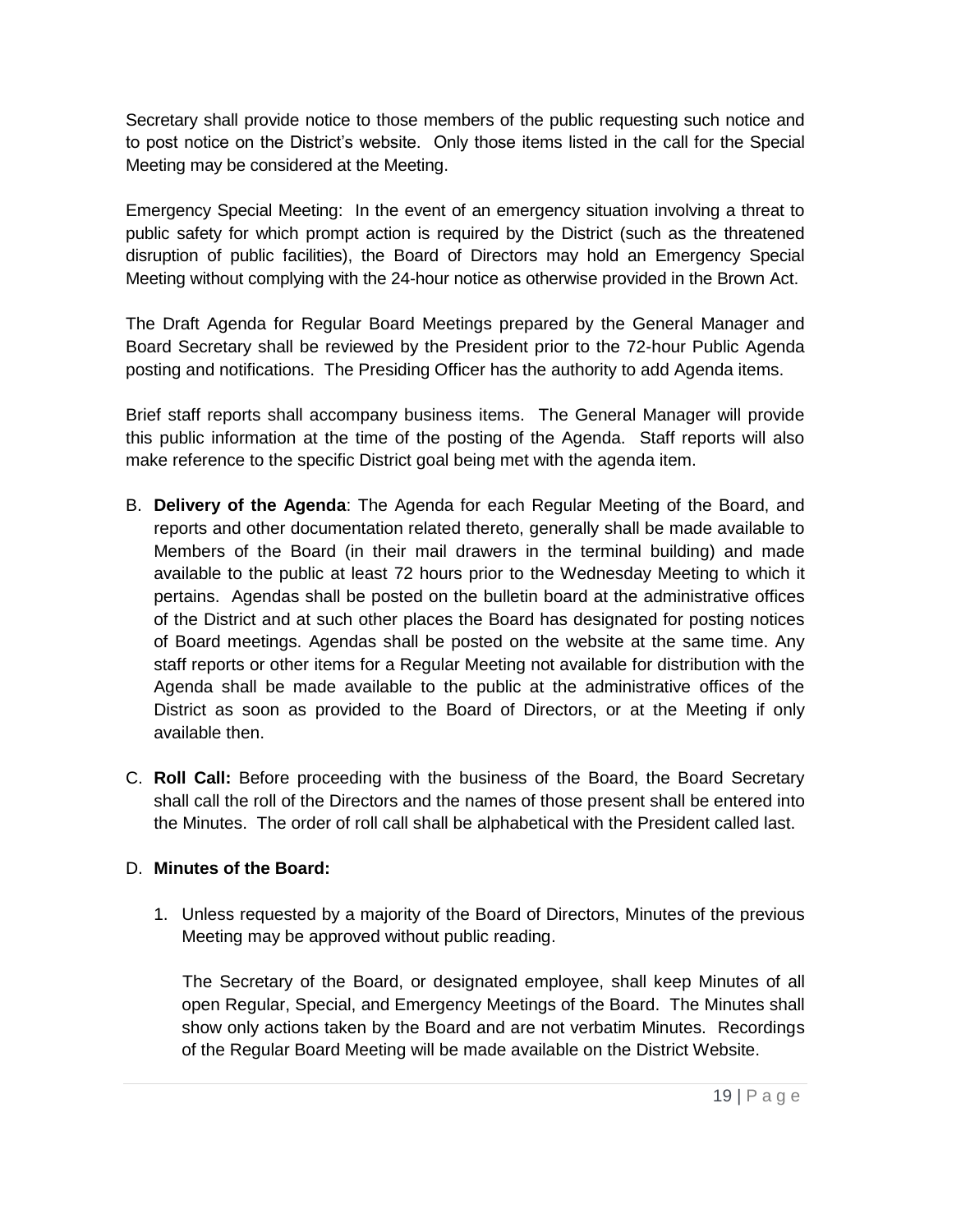Secretary shall provide notice to those members of the public requesting such notice and to post notice on the District's website. Only those items listed in the call for the Special Meeting may be considered at the Meeting.

Emergency Special Meeting: In the event of an emergency situation involving a threat to public safety for which prompt action is required by the District (such as the threatened disruption of public facilities), the Board of Directors may hold an Emergency Special Meeting without complying with the 24-hour notice as otherwise provided in the Brown Act.

The Draft Agenda for Regular Board Meetings prepared by the General Manager and Board Secretary shall be reviewed by the President prior to the 72-hour Public Agenda posting and notifications. The Presiding Officer has the authority to add Agenda items.

Brief staff reports shall accompany business items. The General Manager will provide this public information at the time of the posting of the Agenda. Staff reports will also make reference to the specific District goal being met with the agenda item.

B. **Delivery of the Agenda**: The Agenda for each Regular Meeting of the Board, and reports and other documentation related thereto, generally shall be made available to Members of the Board (in their mail drawers in the terminal building) and made available to the public at least 72 hours prior to the Wednesday Meeting to which it pertains. Agendas shall be posted on the bulletin board at the administrative offices of the District and at such other places the Board has designated for posting notices of Board meetings. Agendas shall be posted on the website at the same time. Any staff reports or other items for a Regular Meeting not available for distribution with the Agenda shall be made available to the public at the administrative offices of the District as soon as provided to the Board of Directors, or at the Meeting if only available then.

C. **Roll Call:** Before proceeding with the business of the Board, the Board Secretary shall call the roll of the Directors and the names of those present shall be entered into the Minutes. The order of roll call shall be alphabetical with the President called last.

D. **Minutes of the Board:**

1. Unless requested by a majority of the Board of Directors, Minutes of the previous Meeting may be approved without public reading.

   The Secretary of the Board, or designated employee, shall keep Minutes of all open Regular, Special, and Emergency Meetings of the Board. The Minutes shall show only actions taken by the Board and are not verbatim Minutes. Recordings of the Regular Board Meeting will be made available on the District Website.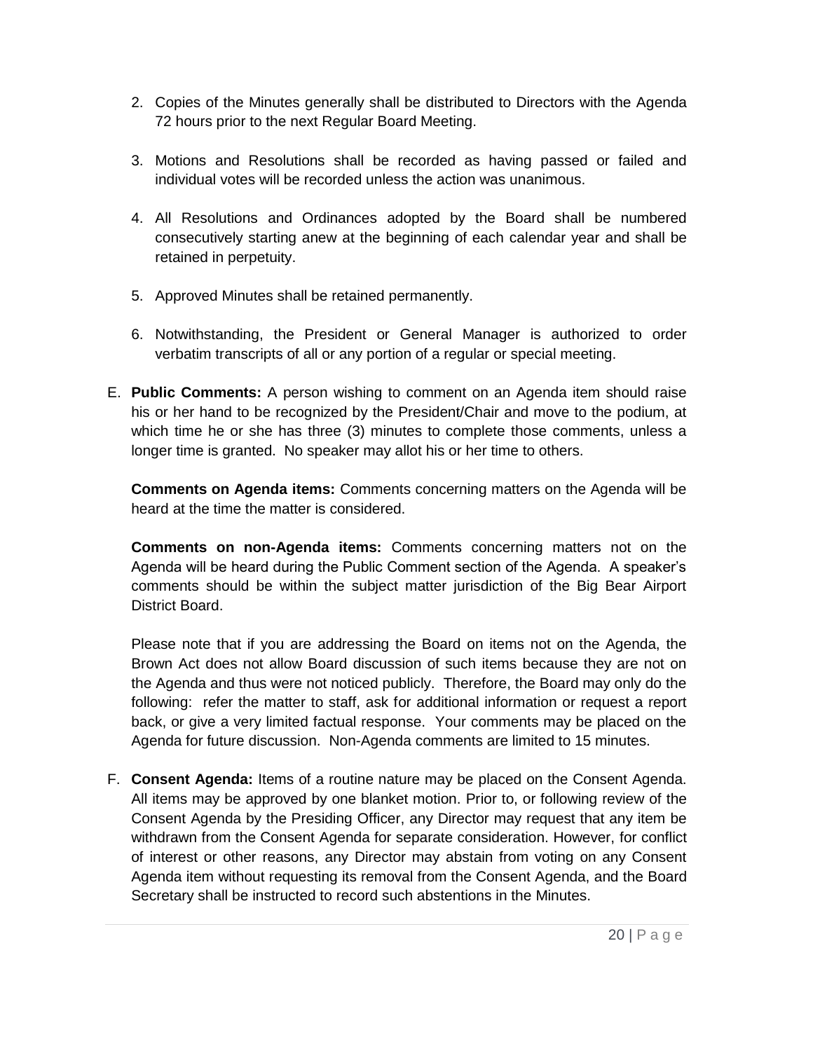2. Copies of the Minutes generally shall be distributed to Directors with the Agenda 72 hours prior to the next Regular Board Meeting.

3. Motions and Resolutions shall be recorded as having passed or failed and individual votes will be recorded unless the action was unanimous.

4. All Resolutions and Ordinances adopted by the Board shall be numbered consecutively starting anew at the beginning of each calendar year and shall be retained in perpetuity.

5. Approved Minutes shall be retained permanently.

6. Notwithstanding, the President or General Manager is authorized to order verbatim transcripts of all or any portion of a regular or special meeting.

E. **Public Comments:** A person wishing to comment on an Agenda item should raise his or her hand to be recognized by the President/Chair and move to the podium, at which time he or she has three (3) minutes to complete those comments, unless a longer time is granted. No speaker may allot his or her time to others.

   **Comments on Agenda items:** Comments concerning matters on the Agenda will be heard at the time the matter is considered.

   **Comments on non-Agenda items:** Comments concerning matters not on the Agenda will be heard during the Public Comment section of the Agenda. A speaker's comments should be within the subject matter jurisdiction of the Big Bear Airport District Board.

   Please note that if you are addressing the Board on items not on the Agenda, the Brown Act does not allow Board discussion of such items because they are not on the Agenda and thus were not noticed publicly. Therefore, the Board may only do the following: refer the matter to staff, ask for additional information or request a report back, or give a very limited factual response. Your comments may be placed on the Agenda for future discussion. Non-Agenda comments are limited to 15 minutes.

F. **Consent Agenda:** Items of a routine nature may be placed on the Consent Agenda. All items may be approved by one blanket motion. Prior to, or following review of the Consent Agenda by the Presiding Officer, any Director may request that any item be withdrawn from the Consent Agenda for separate consideration. However, for conflict of interest or other reasons, any Director may abstain from voting on any Consent Agenda item without requesting its removal from the Consent Agenda, and the Board Secretary shall be instructed to record such abstentions in the Minutes.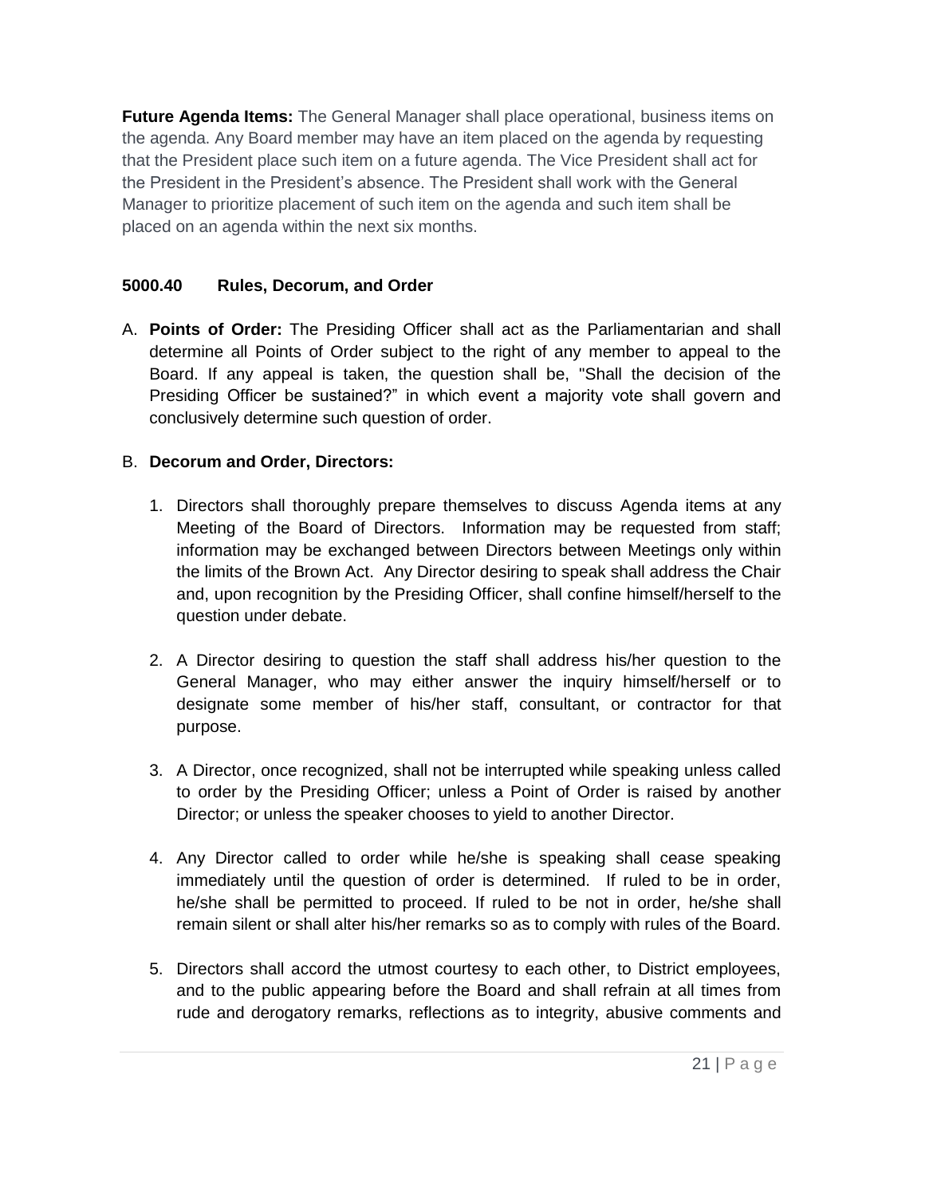**Future Agenda Items:** The General Manager shall place operational, business items on the agenda. Any Board member may have an item placed on the agenda by requesting that the President place such item on a future agenda. The Vice President shall act for the President in the President's absence. The President shall work with the General Manager to prioritize placement of such item on the agenda and such item shall be placed on an agenda within the next six months.

### 5000.40 Rules, Decorum, and Order

A. **Points of Order:** The Presiding Officer shall act as the Parliamentarian and shall determine all Points of Order subject to the right of any member to appeal to the Board. If any appeal is taken, the question shall be, "Shall the decision of the Presiding Officer be sustained?" in which event a majority vote shall govern and conclusively determine such question of order.

B. **Decorum and Order, Directors:**

1. Directors shall thoroughly prepare themselves to discuss Agenda items at any Meeting of the Board of Directors. Information may be requested from staff; information may be exchanged between Directors between Meetings only within the limits of the Brown Act. Any Director desiring to speak shall address the Chair and, upon recognition by the Presiding Officer, shall confine himself/herself to the question under debate.

2. A Director desiring to question the staff shall address his/her question to the General Manager, who may either answer the inquiry himself/herself or to designate some member of his/her staff, consultant, or contractor for that purpose.

3. A Director, once recognized, shall not be interrupted while speaking unless called to order by the Presiding Officer; unless a Point of Order is raised by another Director; or unless the speaker chooses to yield to another Director.

4. Any Director called to order while he/she is speaking shall cease speaking immediately until the question of order is determined. If ruled to be in order, he/she shall be permitted to proceed. If ruled to be not in order, he/she shall remain silent or shall alter his/her remarks so as to comply with rules of the Board.

5. Directors shall accord the utmost courtesy to each other, to District employees, and to the public appearing before the Board and shall refrain at all times from rude and derogatory remarks, reflections as to integrity, abusive comments and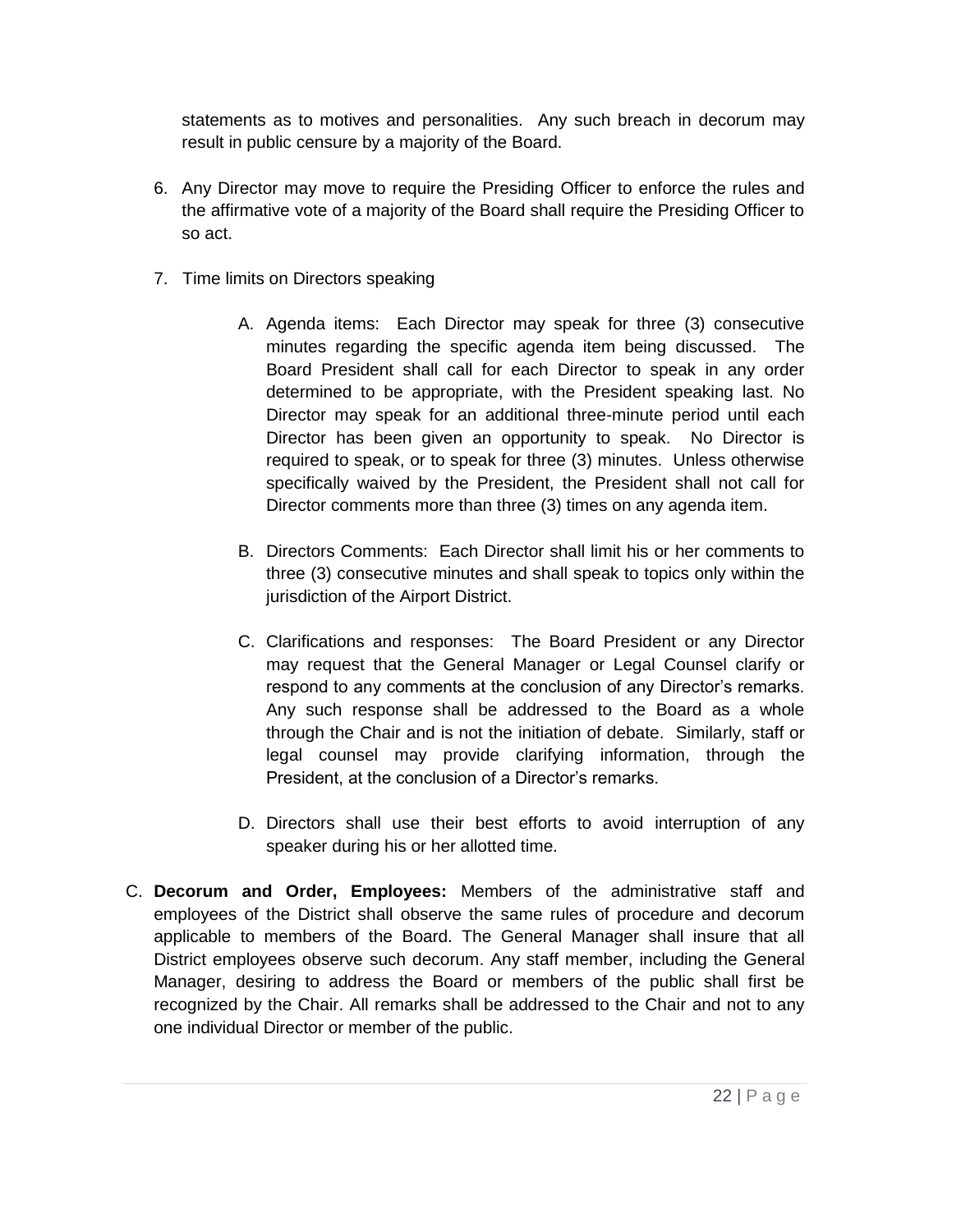statements as to motives and personalities. Any such breach in decorum may result in public censure by a majority of the Board.

6. Any Director may move to require the Presiding Officer to enforce the rules and the affirmative vote of a majority of the Board shall require the Presiding Officer to so act.

7. Time limits on Directors speaking

   A. Agenda items: Each Director may speak for three (3) consecutive minutes regarding the specific agenda item being discussed. The Board President shall call for each Director to speak in any order determined to be appropriate, with the President speaking last. No Director may speak for an additional three-minute period until each Director has been given an opportunity to speak. No Director is required to speak, or to speak for three (3) minutes. Unless otherwise specifically waived by the President, the President shall not call for Director comments more than three (3) times on any agenda item.

   B. Directors Comments: Each Director shall limit his or her comments to three (3) consecutive minutes and shall speak to topics only within the jurisdiction of the Airport District.

   C. Clarifications and responses: The Board President or any Director may request that the General Manager or Legal Counsel clarify or respond to any comments at the conclusion of any Director's remarks. Any such response shall be addressed to the Board as a whole through the Chair and is not the initiation of debate. Similarly, staff or legal counsel may provide clarifying information, through the President, at the conclusion of a Director's remarks.

   D. Directors shall use their best efforts to avoid interruption of any speaker during his or her allotted time.

C. **Decorum and Order, Employees:** Members of the administrative staff and employees of the District shall observe the same rules of procedure and decorum applicable to members of the Board. The General Manager shall insure that all District employees observe such decorum. Any staff member, including the General Manager, desiring to address the Board or members of the public shall first be recognized by the Chair. All remarks shall be addressed to the Chair and not to any one individual Director or member of the public.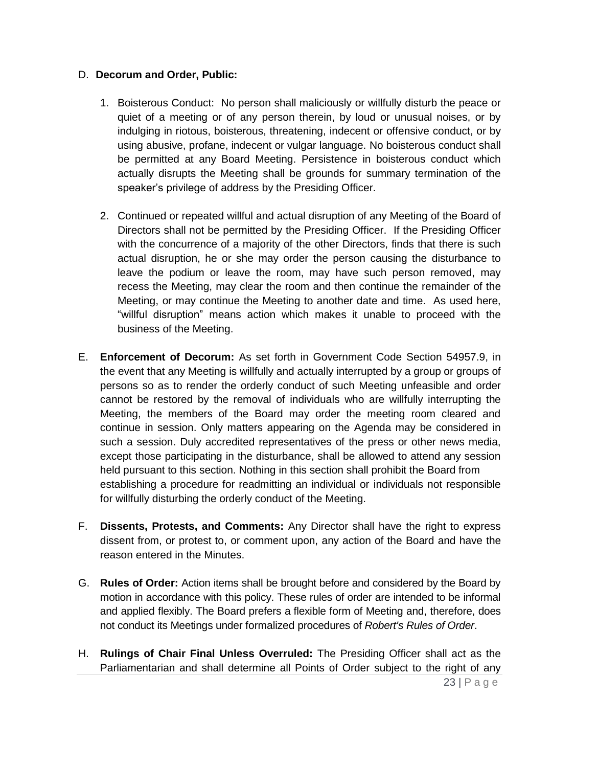D. **Decorum and Order, Public:**

1. Boisterous Conduct: No person shall maliciously or willfully disturb the peace or quiet of a meeting or of any person therein, by loud or unusual noises, or by indulging in riotous, boisterous, threatening, indecent or offensive conduct, or by using abusive, profane, indecent or vulgar language. No boisterous conduct shall be permitted at any Board Meeting. Persistence in boisterous conduct which actually disrupts the Meeting shall be grounds for summary termination of the speaker's privilege of address by the Presiding Officer.

2. Continued or repeated willful and actual disruption of any Meeting of the Board of Directors shall not be permitted by the Presiding Officer. If the Presiding Officer with the concurrence of a majority of the other Directors, finds that there is such actual disruption, he or she may order the person causing the disturbance to leave the podium or leave the room, may have such person removed, may recess the Meeting, may clear the room and then continue the remainder of the Meeting, or may continue the Meeting to another date and time. As used here, "willful disruption" means action which makes it unable to proceed with the business of the Meeting.

E. **Enforcement of Decorum:** As set forth in Government Code Section 54957.9, in the event that any Meeting is willfully and actually interrupted by a group or groups of persons so as to render the orderly conduct of such Meeting unfeasible and order cannot be restored by the removal of individuals who are willfully interrupting the Meeting, the members of the Board may order the meeting room cleared and continue in session. Only matters appearing on the Agenda may be considered in such a session. Duly accredited representatives of the press or other news media, except those participating in the disturbance, shall be allowed to attend any session held pursuant to this section. Nothing in this section shall prohibit the Board from establishing a procedure for readmitting an individual or individuals not responsible for willfully disturbing the orderly conduct of the Meeting.

F. **Dissents, Protests, and Comments:** Any Director shall have the right to express dissent from, or protest to, or comment upon, any action of the Board and have the reason entered in the Minutes.

G. **Rules of Order:** Action items shall be brought before and considered by the Board by motion in accordance with this policy. These rules of order are intended to be informal and applied flexibly. The Board prefers a flexible form of Meeting and, therefore, does not conduct its Meetings under formalized procedures of *Robert's Rules of Order*.

H. **Rulings of Chair Final Unless Overruled:** The Presiding Officer shall act as the Parliamentarian and shall determine all Points of Order subject to the right of any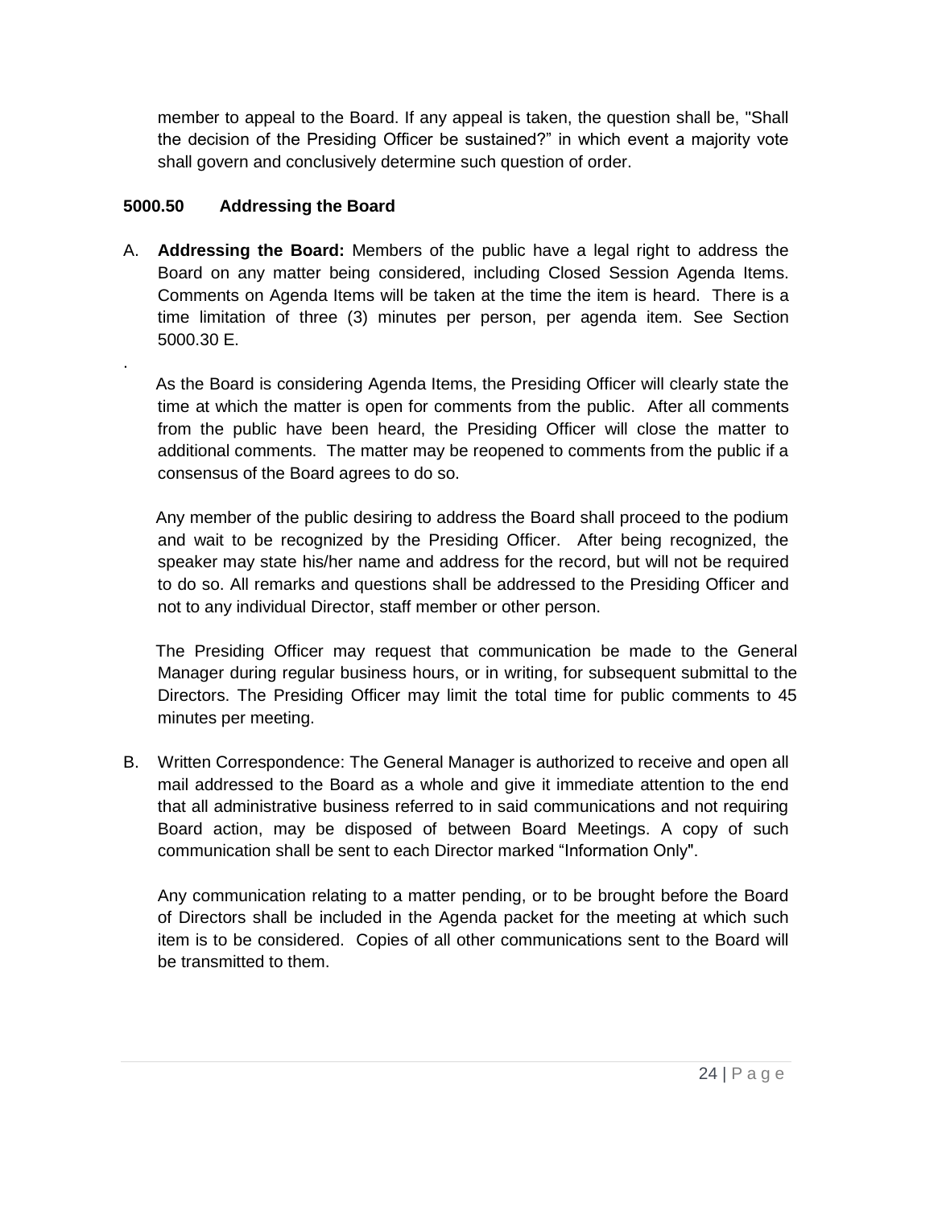member to appeal to the Board. If any appeal is taken, the question shall be, "Shall the decision of the Presiding Officer be sustained?" in which event a majority vote shall govern and conclusively determine such question of order.

### 5000.50 Addressing the Board

A. **Addressing the Board:** Members of the public have a legal right to address the Board on any matter being considered, including Closed Session Agenda Items. Comments on Agenda Items will be taken at the time the item is heard. There is a time limitation of three (3) minutes per person, per agenda item. See Section 5000.30 E.

.

As the Board is considering Agenda Items, the Presiding Officer will clearly state the time at which the matter is open for comments from the public. After all comments from the public have been heard, the Presiding Officer will close the matter to additional comments. The matter may be reopened to comments from the public if a consensus of the Board agrees to do so.

Any member of the public desiring to address the Board shall proceed to the podium and wait to be recognized by the Presiding Officer. After being recognized, the speaker may state his/her name and address for the record, but will not be required to do so. All remarks and questions shall be addressed to the Presiding Officer and not to any individual Director, staff member or other person.

The Presiding Officer may request that communication be made to the General Manager during regular business hours, or in writing, for subsequent submittal to the Directors. The Presiding Officer may limit the total time for public comments to 45 minutes per meeting.

B. Written Correspondence: The General Manager is authorized to receive and open all mail addressed to the Board as a whole and give it immediate attention to the end that all administrative business referred to in said communications and not requiring Board action, may be disposed of between Board Meetings. A copy of such communication shall be sent to each Director marked “Information Only".

Any communication relating to a matter pending, or to be brought before the Board of Directors shall be included in the Agenda packet for the meeting at which such item is to be considered. Copies of all other communications sent to the Board will be transmitted to them.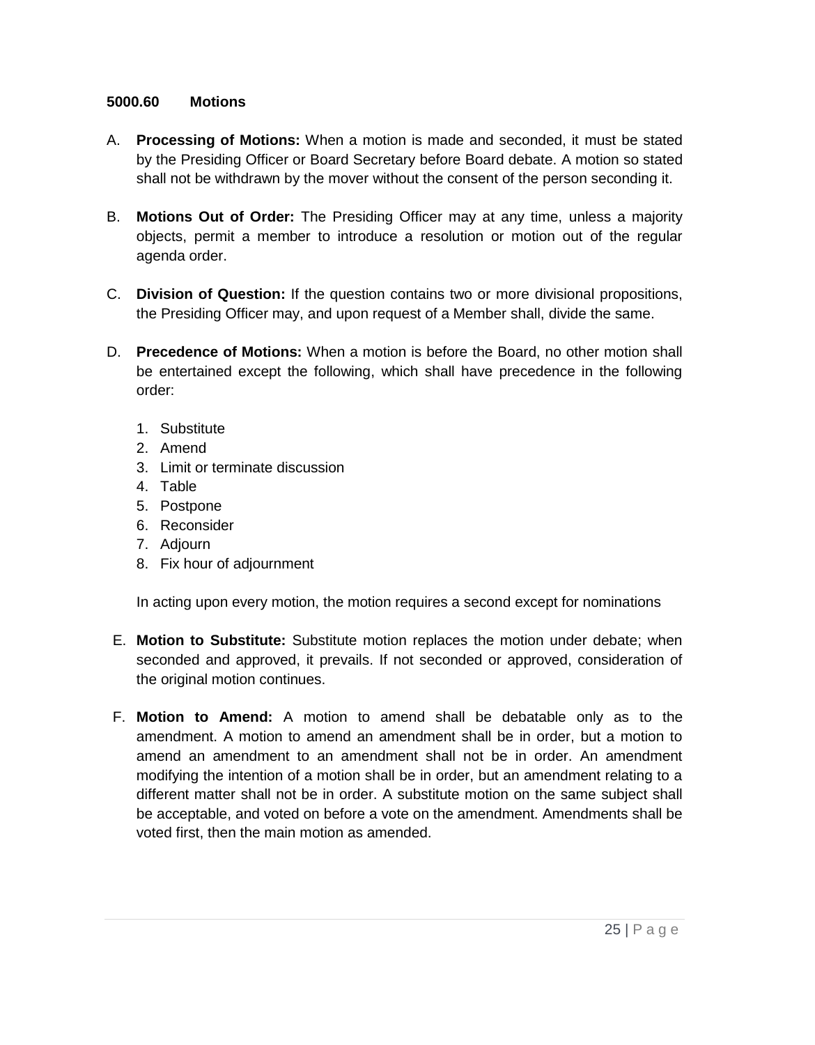### 5000.60 Motions

A. **Processing of Motions:** When a motion is made and seconded, it must be stated by the Presiding Officer or Board Secretary before Board debate. A motion so stated shall not be withdrawn by the mover without the consent of the person seconding it.

B. **Motions Out of Order:** The Presiding Officer may at any time, unless a majority objects, permit a member to introduce a resolution or motion out of the regular agenda order.

C. **Division of Question:** If the question contains two or more divisional propositions, the Presiding Officer may, and upon request of a Member shall, divide the same.

D. **Precedence of Motions:** When a motion is before the Board, no other motion shall be entertained except the following, which shall have precedence in the following order:

   1. Substitute
   2. Amend
   3. Limit or terminate discussion
   4. Table
   5. Postpone
   6. Reconsider
   7. Adjourn
   8. Fix hour of adjournment

   In acting upon every motion, the motion requires a second except for nominations

E. **Motion to Substitute:** Substitute motion replaces the motion under debate; when seconded and approved, it prevails. If not seconded or approved, consideration of the original motion continues.

F. **Motion to Amend:** A motion to amend shall be debatable only as to the amendment. A motion to amend an amendment shall be in order, but a motion to amend an amendment to an amendment shall not be in order. An amendment modifying the intention of a motion shall be in order, but an amendment relating to a different matter shall not be in order. A substitute motion on the same subject shall be acceptable, and voted on before a vote on the amendment. Amendments shall be voted first, then the main motion as amended.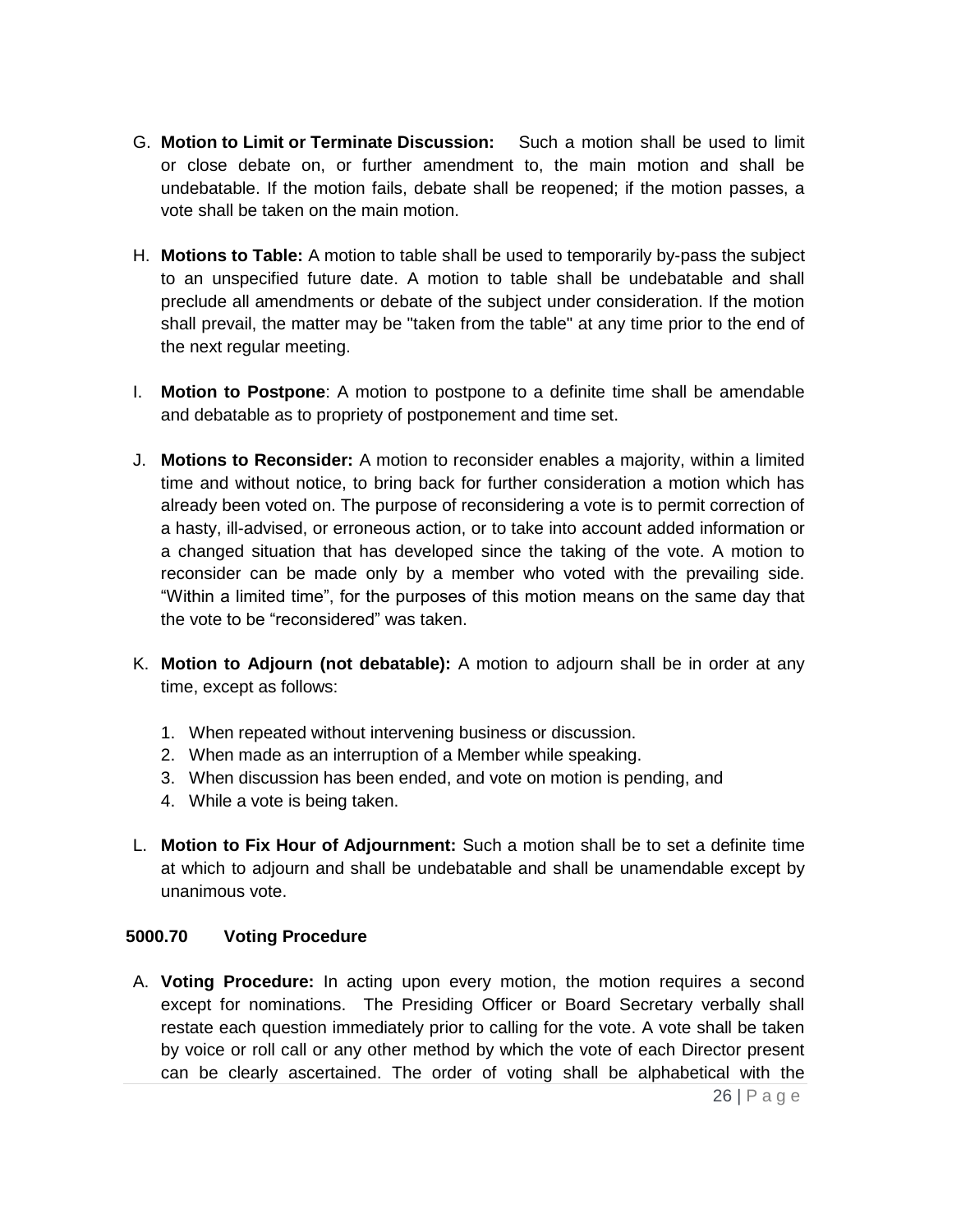G. **Motion to Limit or Terminate Discussion:** Such a motion shall be used to limit or close debate on, or further amendment to, the main motion and shall be undebatable. If the motion fails, debate shall be reopened; if the motion passes, a vote shall be taken on the main motion.

H. **Motions to Table:** A motion to table shall be used to temporarily by-pass the subject to an unspecified future date. A motion to table shall be undebatable and shall preclude all amendments or debate of the subject under consideration. If the motion shall prevail, the matter may be "taken from the table" at any time prior to the end of the next regular meeting.

I. **Motion to Postpone**: A motion to postpone to a definite time shall be amendable and debatable as to propriety of postponement and time set.

J. **Motions to Reconsider:** A motion to reconsider enables a majority, within a limited time and without notice, to bring back for further consideration a motion which has already been voted on. The purpose of reconsidering a vote is to permit correction of a hasty, ill-advised, or erroneous action, or to take into account added information or a changed situation that has developed since the taking of the vote. A motion to reconsider can be made only by a member who voted with the prevailing side. "Within a limited time", for the purposes of this motion means on the same day that the vote to be "reconsidered" was taken.

K. **Motion to Adjourn (not debatable):** A motion to adjourn shall be in order at any time, except as follows:

   1. When repeated without intervening business or discussion.
   2. When made as an interruption of a Member while speaking.
   3. When discussion has been ended, and vote on motion is pending, and
   4. While a vote is being taken.

L. **Motion to Fix Hour of Adjournment:** Such a motion shall be to set a definite time at which to adjourn and shall be undebatable and shall be unamendable except by unanimous vote.

### 5000.70 Voting Procedure

A. **Voting Procedure:** In acting upon every motion, the motion requires a second except for nominations. The Presiding Officer or Board Secretary verbally shall restate each question immediately prior to calling for the vote. A vote shall be taken by voice or roll call or any other method by which the vote of each Director present can be clearly ascertained. The order of voting shall be alphabetical with the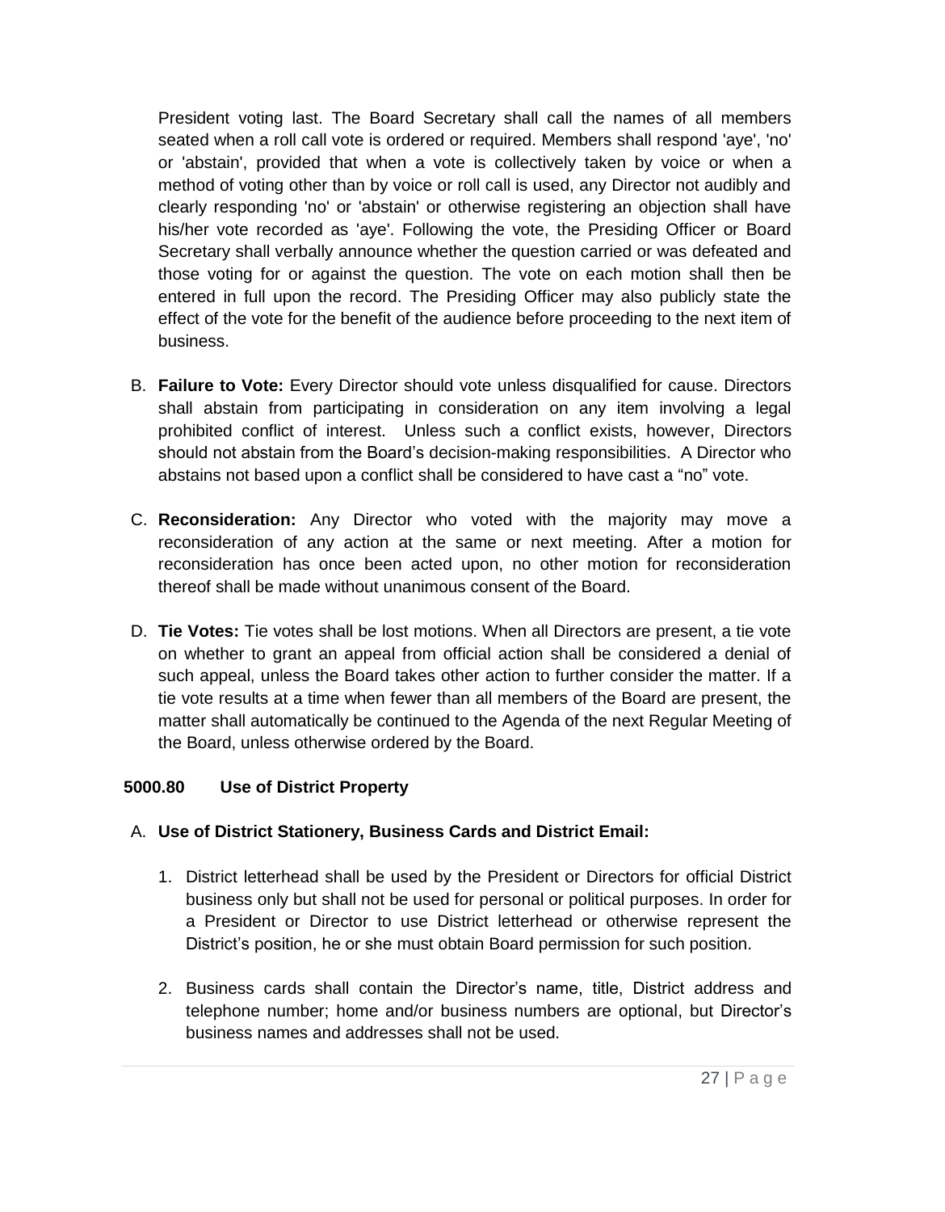President voting last. The Board Secretary shall call the names of all members seated when a roll call vote is ordered or required. Members shall respond 'aye', 'no' or 'abstain', provided that when a vote is collectively taken by voice or when a method of voting other than by voice or roll call is used, any Director not audibly and clearly responding 'no' or 'abstain' or otherwise registering an objection shall have his/her vote recorded as 'aye'. Following the vote, the Presiding Officer or Board Secretary shall verbally announce whether the question carried or was defeated and those voting for or against the question. The vote on each motion shall then be entered in full upon the record. The Presiding Officer may also publicly state the effect of the vote for the benefit of the audience before proceeding to the next item of business.

B. **Failure to Vote:** Every Director should vote unless disqualified for cause. Directors shall abstain from participating in consideration on any item involving a legal prohibited conflict of interest. Unless such a conflict exists, however, Directors should not abstain from the Board's decision-making responsibilities. A Director who abstains not based upon a conflict shall be considered to have cast a "no" vote.

C. **Reconsideration:** Any Director who voted with the majority may move a reconsideration of any action at the same or next meeting. After a motion for reconsideration has once been acted upon, no other motion for reconsideration thereof shall be made without unanimous consent of the Board.

D. **Tie Votes:** Tie votes shall be lost motions. When all Directors are present, a tie vote on whether to grant an appeal from official action shall be considered a denial of such appeal, unless the Board takes other action to further consider the matter. If a tie vote results at a time when fewer than all members of the Board are present, the matter shall automatically be continued to the Agenda of the next Regular Meeting of the Board, unless otherwise ordered by the Board.

### 5000.80 Use of District Property

A. **Use of District Stationery, Business Cards and District Email:**

1. District letterhead shall be used by the President or Directors for official District business only but shall not be used for personal or political purposes. In order for a President or Director to use District letterhead or otherwise represent the District's position, he or she must obtain Board permission for such position.

2. Business cards shall contain the Director's name, title, District address and telephone number; home and/or business numbers are optional, but Director's business names and addresses shall not be used.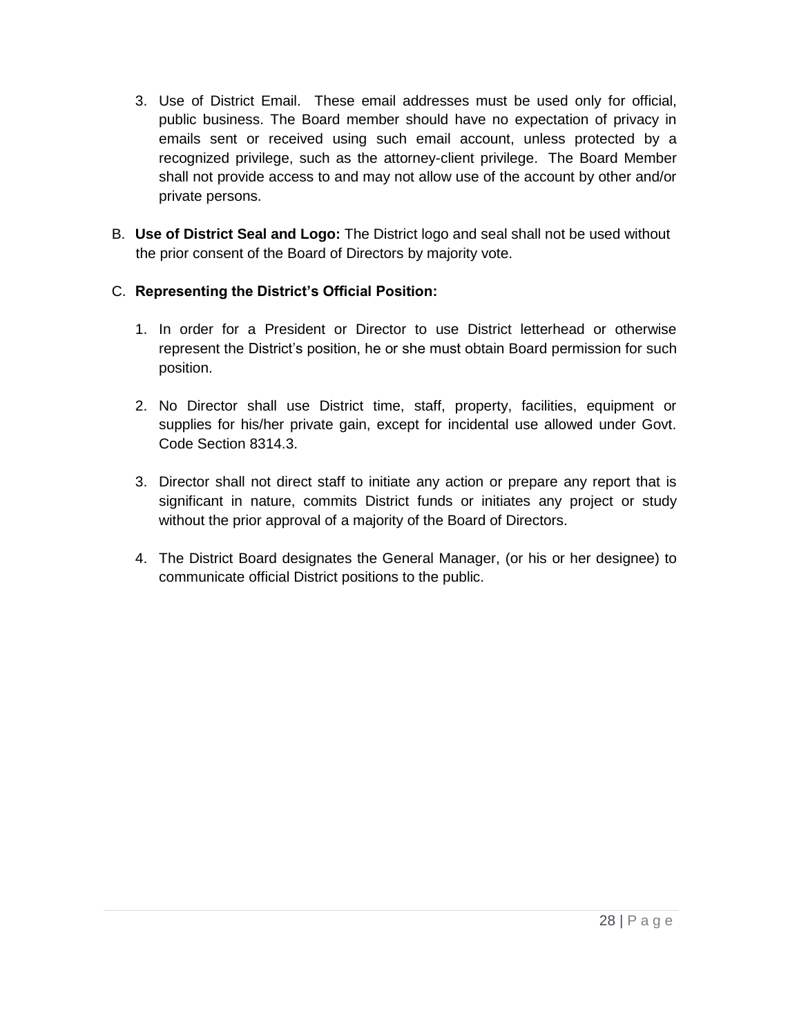3. Use of District Email. These email addresses must be used only for official, public business. The Board member should have no expectation of privacy in emails sent or received using such email account, unless protected by a recognized privilege, such as the attorney-client privilege. The Board Member shall not provide access to and may not allow use of the account by other and/or private persons.

B. **Use of District Seal and Logo:** The District logo and seal shall not be used without the prior consent of the Board of Directors by majority vote.

C. **Representing the District's Official Position:**

1. In order for a President or Director to use District letterhead or otherwise represent the District's position, he or she must obtain Board permission for such position.

2. No Director shall use District time, staff, property, facilities, equipment or supplies for his/her private gain, except for incidental use allowed under Govt. Code Section 8314.3.

3. Director shall not direct staff to initiate any action or prepare any report that is significant in nature, commits District funds or initiates any project or study without the prior approval of a majority of the Board of Directors.

4. The District Board designates the General Manager, (or his or her designee) to communicate official District positions to the public.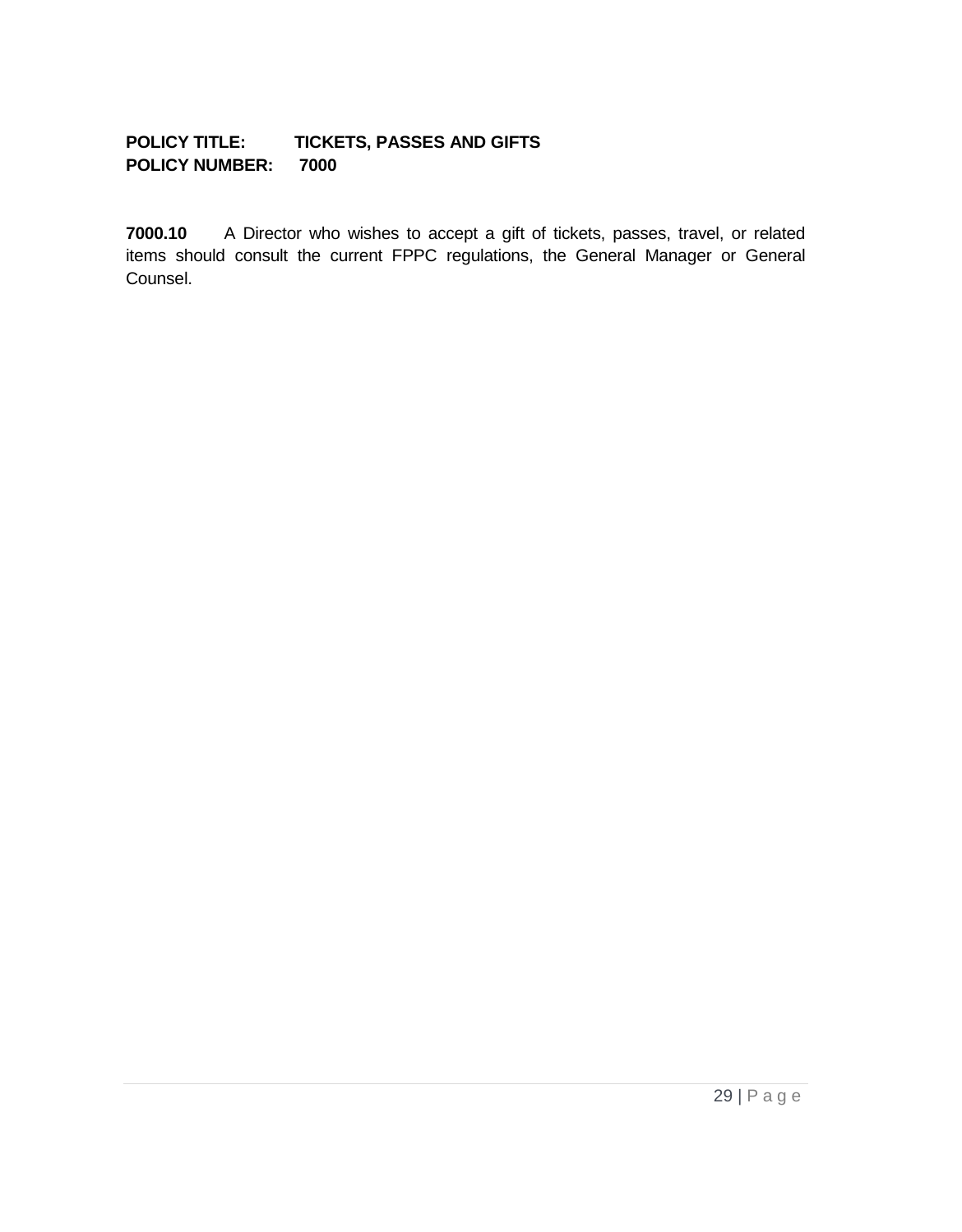**POLICY TITLE: TICKETS, PASSES AND GIFTS**
**POLICY NUMBER: 7000**

**7000.10** A Director who wishes to accept a gift of tickets, passes, travel, or related items should consult the current FPPC regulations, the General Manager or General Counsel.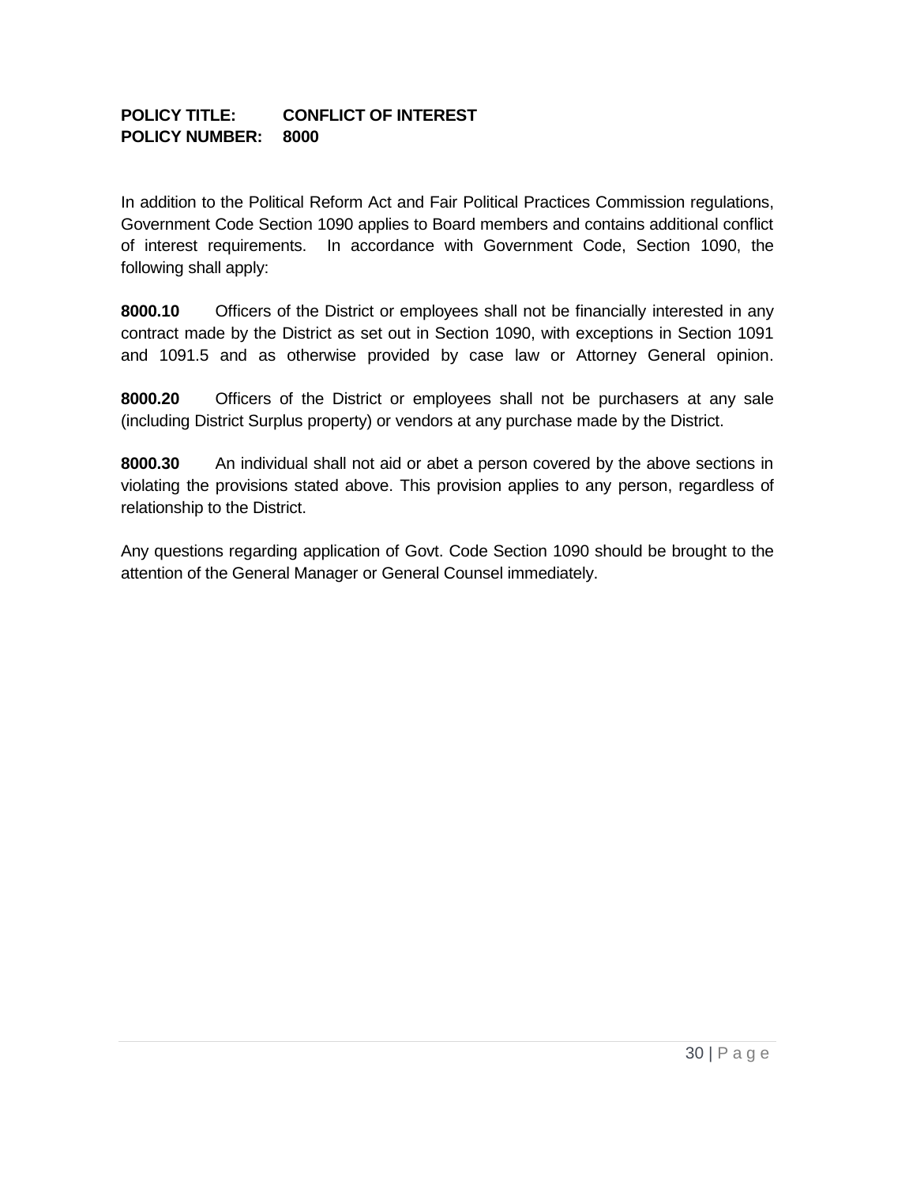**POLICY TITLE: CONFLICT OF INTEREST**
**POLICY NUMBER: 8000**

In addition to the Political Reform Act and Fair Political Practices Commission regulations, Government Code Section 1090 applies to Board members and contains additional conflict of interest requirements. In accordance with Government Code, Section 1090, the following shall apply:

**8000.10** Officers of the District or employees shall not be financially interested in any contract made by the District as set out in Section 1090, with exceptions in Section 1091 and 1091.5 and as otherwise provided by case law or Attorney General opinion.

**8000.20** Officers of the District or employees shall not be purchasers at any sale (including District Surplus property) or vendors at any purchase made by the District.

**8000.30** An individual shall not aid or abet a person covered by the above sections in violating the provisions stated above. This provision applies to any person, regardless of relationship to the District.

Any questions regarding application of Govt. Code Section 1090 should be brought to the attention of the General Manager or General Counsel immediately.